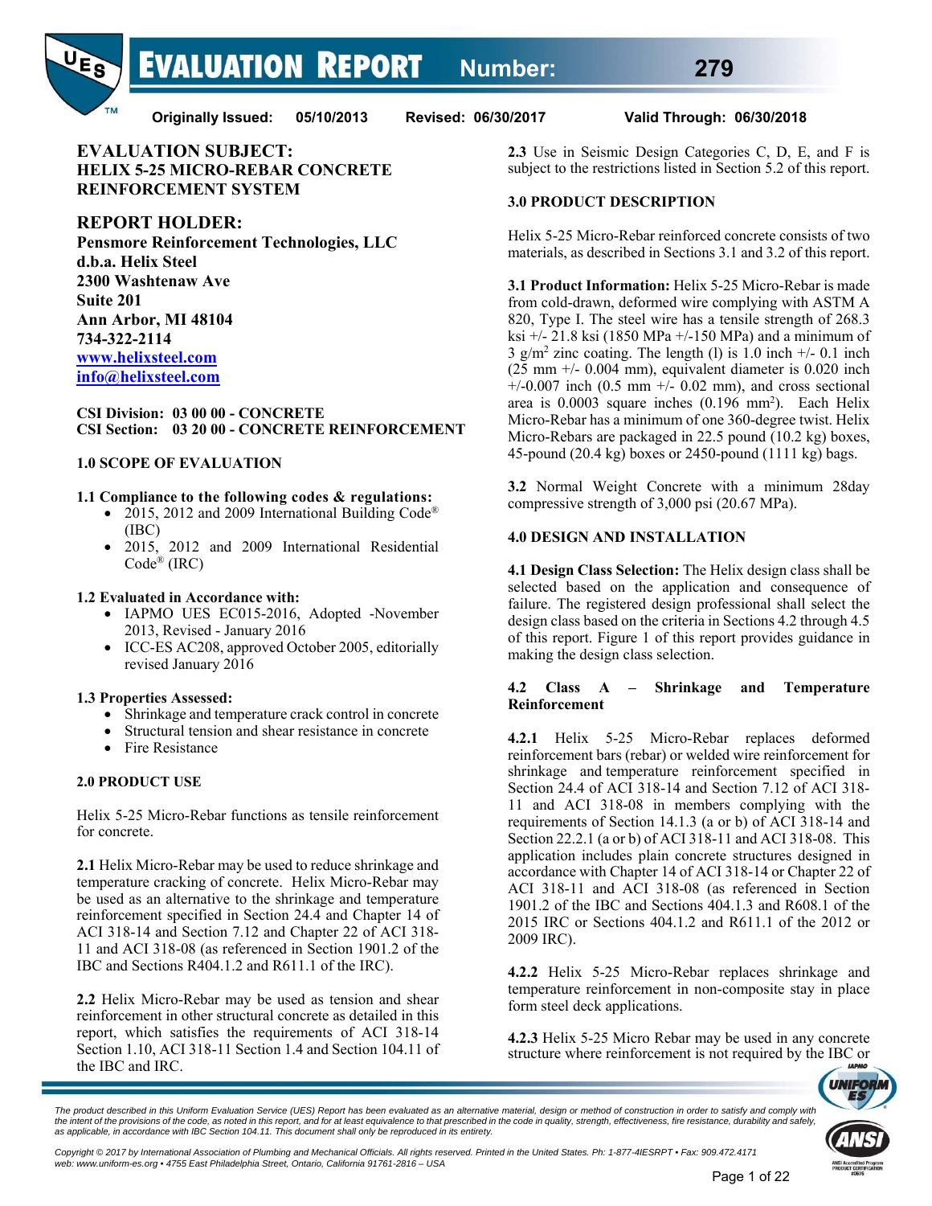# EVALUATION REPORT Number: 279

**Originally Issued: 05/10/2013 Revised: 06/30/2017 Valid Through: 06/30/2018**

## EVALUATION SUBJECT:
## HELIX 5-25 MICRO-REBAR CONCRETE REINFORCEMENT SYSTEM

## REPORT HOLDER:

**Pensmore Reinforcement Technologies, LLC**
**d.b.a. Helix Steel**
**2300 Washtenaw Ave**
**Suite 201**
**Ann Arbor, MI 48104**
**734-322-2114**
**www.helixsteel.com**
**info@helixsteel.com**

**CSI Division: 03 00 00 - CONCRETE**
**CSI Section: 03 20 00 - CONCRETE REINFORCEMENT**

### 1.0 SCOPE OF EVALUATION

**1.1 Compliance to the following codes & regulations:**

- 2015, 2012 and 2009 International Building Code® (IBC)
- 2015, 2012 and 2009 International Residential Code® (IRC)

**1.2 Evaluated in Accordance with:**

- IAPMO UES EC015-2016, Adopted -November 2013, Revised - January 2016
- ICC-ES AC208, approved October 2005, editorially revised January 2016

**1.3 Properties Assessed:**

- Shrinkage and temperature crack control in concrete
- Structural tension and shear resistance in concrete
- Fire Resistance

### 2.0 PRODUCT USE

Helix 5-25 Micro-Rebar functions as tensile reinforcement for concrete.

**2.1** Helix Micro-Rebar may be used to reduce shrinkage and temperature cracking of concrete. Helix Micro-Rebar may be used as an alternative to the shrinkage and temperature reinforcement specified in Section 24.4 and Chapter 14 of ACI 318-14 and Section 7.12 and Chapter 22 of ACI 318-11 and ACI 318-08 (as referenced in Section 1901.2 of the IBC and Sections R404.1.2 and R611.1 of the IRC).

**2.2** Helix Micro-Rebar may be used as tension and shear reinforcement in other structural concrete as detailed in this report, which satisfies the requirements of ACI 318-14 Section 1.10, ACI 318-11 Section 1.4 and Section 104.11 of the IBC and IRC.

**2.3** Use in Seismic Design Categories C, D, E, and F is subject to the restrictions listed in Section 5.2 of this report.

### 3.0 PRODUCT DESCRIPTION

Helix 5-25 Micro-Rebar reinforced concrete consists of two materials, as described in Sections 3.1 and 3.2 of this report.

**3.1 Product Information:** Helix 5-25 Micro-Rebar is made from cold-drawn, deformed wire complying with ASTM A 820, Type I. The steel wire has a tensile strength of 268.3 ksi +/- 21.8 ksi (1850 MPa +/-150 MPa) and a minimum of 3 g/m$^2$ zinc coating. The length (l) is 1.0 inch +/- 0.1 inch (25 mm +/- 0.004 mm), equivalent diameter is 0.020 inch +/-0.007 inch (0.5 mm +/- 0.02 mm), and cross sectional area is 0.0003 square inches (0.196 mm$^2$). Each Helix Micro-Rebar has a minimum of one 360-degree twist. Helix Micro-Rebars are packaged in 22.5 pound (10.2 kg) boxes, 45-pound (20.4 kg) boxes or 2450-pound (1111 kg) bags.

**3.2** Normal Weight Concrete with a minimum 28day compressive strength of 3,000 psi (20.67 MPa).

### 4.0 DESIGN AND INSTALLATION

**4.1 Design Class Selection:** The Helix design class shall be selected based on the application and consequence of failure. The registered design professional shall select the design class based on the criteria in Sections 4.2 through 4.5 of this report. Figure 1 of this report provides guidance in making the design class selection.

**4.2 Class A – Shrinkage and Temperature Reinforcement**

**4.2.1** Helix 5-25 Micro-Rebar replaces deformed reinforcement bars (rebar) or welded wire reinforcement for shrinkage and temperature reinforcement specified in Section 24.4 of ACI 318-14 and Section 7.12 of ACI 318-11 and ACI 318-08 in members complying with the requirements of Section 14.1.3 (a or b) of ACI 318-14 and Section 22.2.1 (a or b) of ACI 318-11 and ACI 318-08. This application includes plain concrete structures designed in accordance with Chapter 14 of ACI 318-14 or Chapter 22 of ACI 318-11 and ACI 318-08 (as referenced in Section 1901.2 of the IBC and Sections 404.1.3 and R608.1 of the 2015 IRC or Sections 404.1.2 and R611.1 of the 2012 or 2009 IRC).

**4.2.2** Helix 5-25 Micro-Rebar replaces shrinkage and temperature reinforcement in non-composite stay in place form steel deck applications.

**4.2.3** Helix 5-25 Micro Rebar may be used in any concrete structure where reinforcement is not required by the IBC or

*The product described in this Uniform Evaluation Service (UES) Report has been evaluated as an alternative material, design or method of construction in order to satisfy and comply with the intent of the provisions of the code, as noted in this report, and for at least equivalence to that prescribed in the code in quality, strength, effectiveness, fire resistance, durability and safety, as applicable, in accordance with IBC Section 104.11. This document shall only be reproduced in its entirety.*

*Copyright © 2017 by International Association of Plumbing and Mechanical Officials. All rights reserved. Printed in the United States. Ph: 1-877-4IESRPT • Fax: 909.472.4171 web: www.uniform-es.org • 4755 East Philadelphia Street, Ontario, California 91761-2816 – USA*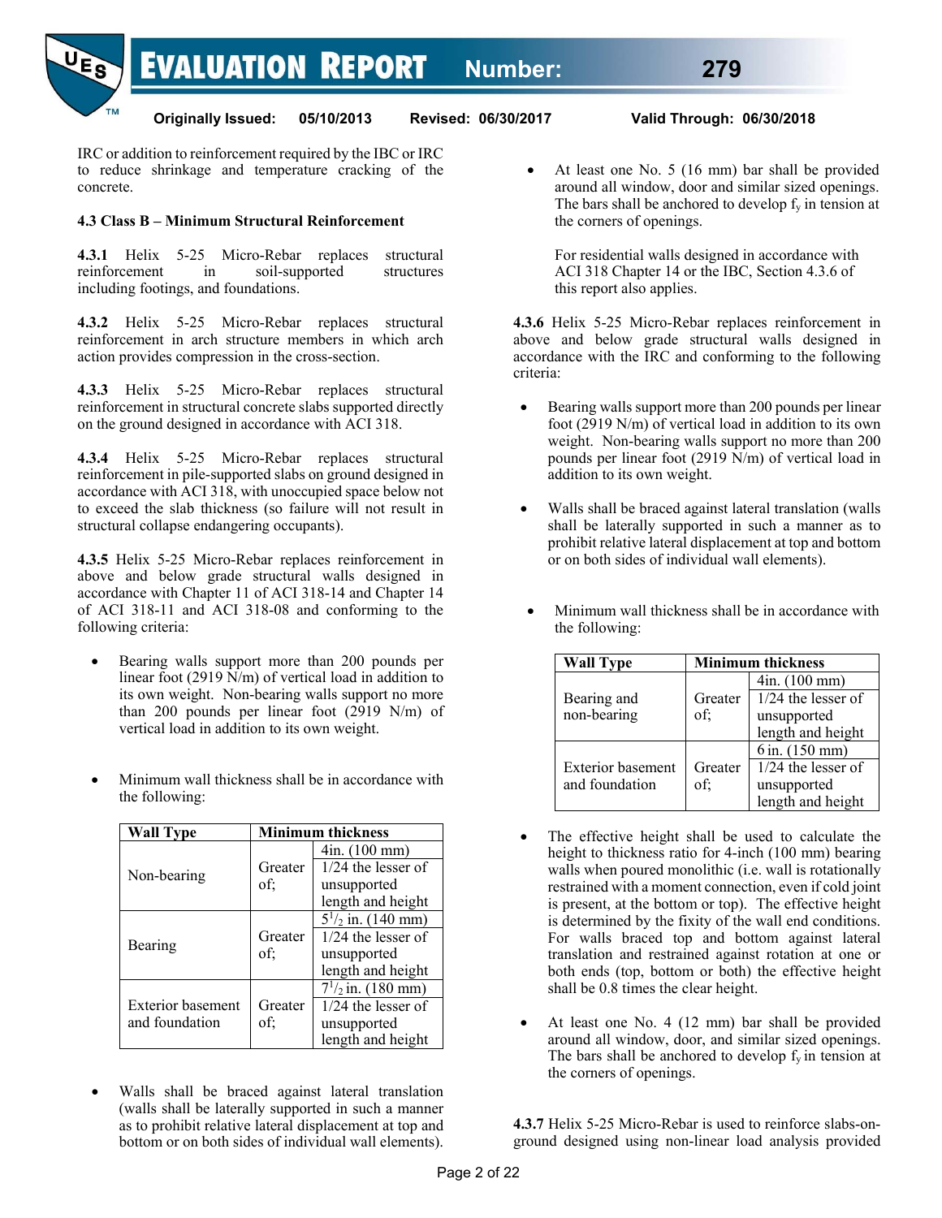IRC or addition to reinforcement required by the IBC or IRC to reduce shrinkage and temperature cracking of the concrete.

**4.3 Class B – Minimum Structural Reinforcement**

**4.3.1** Helix 5-25 Micro-Rebar replaces structural reinforcement in soil-supported structures including footings, and foundations.

**4.3.2** Helix 5-25 Micro-Rebar replaces structural reinforcement in arch structure members in which arch action provides compression in the cross-section.

**4.3.3** Helix 5-25 Micro-Rebar replaces structural reinforcement in structural concrete slabs supported directly on the ground designed in accordance with ACI 318.

**4.3.4** Helix 5-25 Micro-Rebar replaces structural reinforcement in pile-supported slabs on ground designed in accordance with ACI 318, with unoccupied space below not to exceed the slab thickness (so failure will not result in structural collapse endangering occupants).

**4.3.5** Helix 5-25 Micro-Rebar replaces reinforcement in above and below grade structural walls designed in accordance with Chapter 11 of ACI 318-14 and Chapter 14 of ACI 318-11 and ACI 318-08 and conforming to the following criteria:

- Bearing walls support more than 200 pounds per linear foot (2919 N/m) of vertical load in addition to its own weight. Non-bearing walls support no more than 200 pounds per linear foot (2919 N/m) of vertical load in addition to its own weight.

- Minimum wall thickness shall be in accordance with the following:

| Wall Type | Minimum thickness | |
|---|---|---|
| Non-bearing | Greater of; | 4in. (100 mm) |
| | | 1/24 the lesser of unsupported length and height |
| Bearing | Greater of; | $5^1/_2$ in. (140 mm) |
| | | 1/24 the lesser of unsupported length and height |
| Exterior basement and foundation | Greater of; | $7^1/_2$ in. (180 mm) |
| | | 1/24 the lesser of unsupported length and height |

- Walls shall be braced against lateral translation (walls shall be laterally supported in such a manner as to prohibit relative lateral displacement at top and bottom or on both sides of individual wall elements).

- At least one No. 5 (16 mm) bar shall be provided around all window, door and similar sized openings. The bars shall be anchored to develop $f_y$ in tension at the corners of openings.

  For residential walls designed in accordance with ACI 318 Chapter 14 or the IBC, Section 4.3.6 of this report also applies.

**4.3.6** Helix 5-25 Micro-Rebar replaces reinforcement in above and below grade structural walls designed in accordance with the IRC and conforming to the following criteria:

- Bearing walls support more than 200 pounds per linear foot (2919 N/m) of vertical load in addition to its own weight. Non-bearing walls support no more than 200 pounds per linear foot (2919 N/m) of vertical load in addition to its own weight.

- Walls shall be braced against lateral translation (walls shall be laterally supported in such a manner as to prohibit relative lateral displacement at top and bottom or on both sides of individual wall elements).

- Minimum wall thickness shall be in accordance with the following:

| Wall Type | Minimum thickness | |
|---|---|---|
| Bearing and non-bearing | Greater of; | 4in. (100 mm) |
| | | 1/24 the lesser of unsupported length and height |
| Exterior basement and foundation | Greater of; | 6 in. (150 mm) |
| | | 1/24 the lesser of unsupported length and height |

- The effective height shall be used to calculate the height to thickness ratio for 4-inch (100 mm) bearing walls when poured monolithic (i.e. wall is rotationally restrained with a moment connection, even if cold joint is present, at the bottom or top). The effective height is determined by the fixity of the wall end conditions. For walls braced top and bottom against lateral translation and restrained against rotation at one or both ends (top, bottom or both) the effective height shall be 0.8 times the clear height.

- At least one No. 4 (12 mm) bar shall be provided around all window, door, and similar sized openings. The bars shall be anchored to develop $f_y$ in tension at the corners of openings.

**4.3.7** Helix 5-25 Micro-Rebar is used to reinforce slabs-on-ground designed using non-linear load analysis provided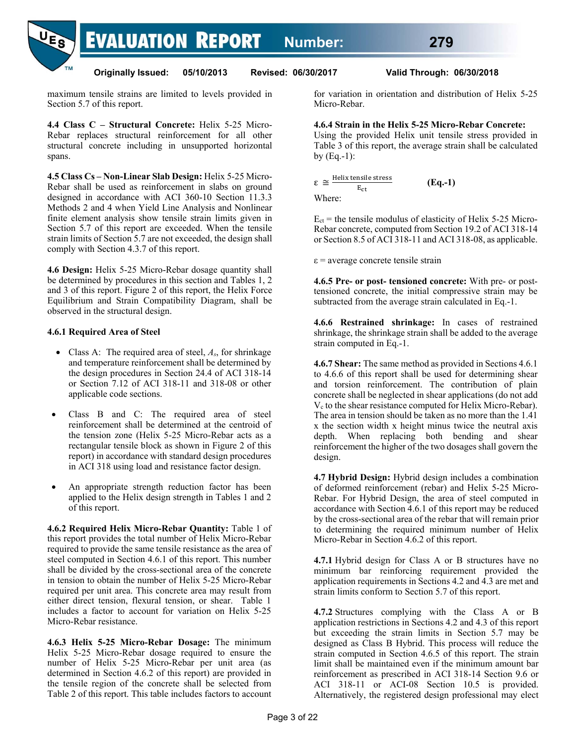maximum tensile strains are limited to levels provided in Section 5.7 of this report.

**4.4 Class C – Structural Concrete:** Helix 5-25 Micro-Rebar replaces structural reinforcement for all other structural concrete including in unsupported horizontal spans.

**4.5 Class Cs – Non-Linear Slab Design:** Helix 5-25 Micro-Rebar shall be used as reinforcement in slabs on ground designed in accordance with ACI 360-10 Section 11.3.3 Methods 2 and 4 when Yield Line Analysis and Nonlinear finite element analysis show tensile strain limits given in Section 5.7 of this report are exceeded. When the tensile strain limits of Section 5.7 are not exceeded, the design shall comply with Section 4.3.7 of this report.

**4.6 Design:** Helix 5-25 Micro-Rebar dosage quantity shall be determined by procedures in this section and Tables 1, 2 and 3 of this report. Figure 2 of this report, the Helix Force Equilibrium and Strain Compatibility Diagram, shall be observed in the structural design.

**4.6.1 Required Area of Steel**

- Class A: The required area of steel, $A_s$, for shrinkage and temperature reinforcement shall be determined by the design procedures in Section 24.4 of ACI 318-14 or Section 7.12 of ACI 318-11 and 318-08 or other applicable code sections.
- Class B and C: The required area of steel reinforcement shall be determined at the centroid of the tension zone (Helix 5-25 Micro-Rebar acts as a rectangular tensile block as shown in Figure 2 of this report) in accordance with standard design procedures in ACI 318 using load and resistance factor design.
- An appropriate strength reduction factor has been applied to the Helix design strength in Tables 1 and 2 of this report.

**4.6.2 Required Helix Micro-Rebar Quantity:** Table 1 of this report provides the total number of Helix Micro-Rebar required to provide the same tensile resistance as the area of steel computed in Section 4.6.1 of this report. This number shall be divided by the cross-sectional area of the concrete in tension to obtain the number of Helix 5-25 Micro-Rebar required per unit area. This concrete area may result from either direct tension, flexural tension, or shear. Table 1 includes a factor to account for variation on Helix 5-25 Micro-Rebar resistance.

**4.6.3 Helix 5-25 Micro-Rebar Dosage:** The minimum Helix 5-25 Micro-Rebar dosage required to ensure the number of Helix 5-25 Micro-Rebar per unit area (as determined in Section 4.6.2 of this report) are provided in the tensile region of the concrete shall be selected from Table 2 of this report. This table includes factors to account for variation in orientation and distribution of Helix 5-25 Micro-Rebar.

**4.6.4 Strain in the Helix 5-25 Micro-Rebar Concrete:** Using the provided Helix unit tensile stress provided in Table 3 of this report, the average strain shall be calculated by (Eq.-1):

$$\varepsilon \cong \frac{\text{Helix tensile stress}}{E_{ct}} \qquad \textbf{(Eq.-1)}$$

Where:

$E_{ct}$ = the tensile modulus of elasticity of Helix 5-25 Micro-Rebar concrete, computed from Section 19.2 of ACI 318-14 or Section 8.5 of ACI 318-11 and ACI 318-08, as applicable.

$\varepsilon$ = average concrete tensile strain

**4.6.5 Pre- or post- tensioned concrete:** With pre- or post-tensioned concrete, the initial compressive strain may be subtracted from the average strain calculated in Eq.-1.

**4.6.6 Restrained shrinkage:** In cases of restrained shrinkage, the shrinkage strain shall be added to the average strain computed in Eq.-1.

**4.6.7 Shear:** The same method as provided in Sections 4.6.1 to 4.6.6 of this report shall be used for determining shear and torsion reinforcement. The contribution of plain concrete shall be neglected in shear applications (do not add $V_c$ to the shear resistance computed for Helix Micro-Rebar). The area in tension should be taken as no more than the 1.41 x the section width x height minus twice the neutral axis depth. When replacing both bending and shear reinforcement the higher of the two dosages shall govern the design.

**4.7 Hybrid Design:** Hybrid design includes a combination of deformed reinforcement (rebar) and Helix 5-25 Micro-Rebar. For Hybrid Design, the area of steel computed in accordance with Section 4.6.1 of this report may be reduced by the cross-sectional area of the rebar that will remain prior to determining the required minimum number of Helix Micro-Rebar in Section 4.6.2 of this report.

**4.7.1** Hybrid design for Class A or B structures have no minimum bar reinforcing requirement provided the application requirements in Sections 4.2 and 4.3 are met and strain limits conform to Section 5.7 of this report.

**4.7.2** Structures complying with the Class A or B application restrictions in Sections 4.2 and 4.3 of this report but exceeding the strain limits in Section 5.7 may be designed as Class B Hybrid. This process will reduce the strain computed in Section 4.6.5 of this report. The strain limit shall be maintained even if the minimum amount bar reinforcement as prescribed in ACI 318-14 Section 9.6 or ACI 318-11 or ACI-08 Section 10.5 is provided. Alternatively, the registered design professional may elect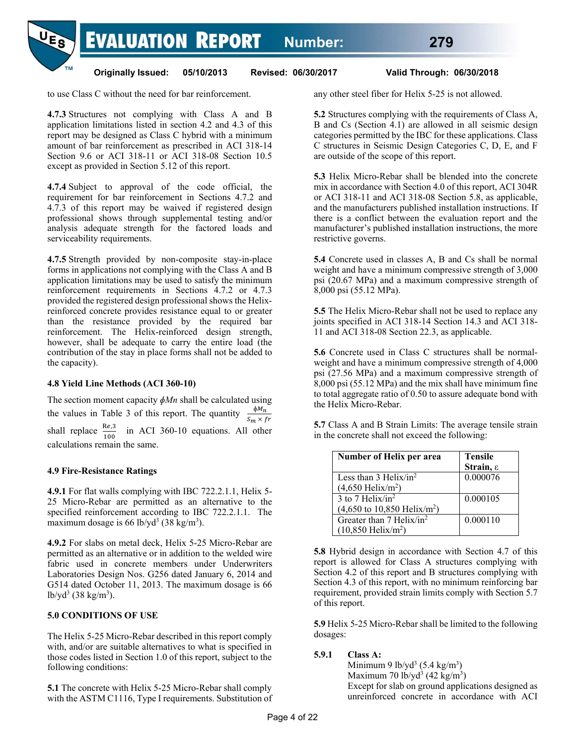to use Class C without the need for bar reinforcement.

**4.7.3** Structures not complying with Class A and B application limitations listed in section 4.2 and 4.3 of this report may be designed as Class C hybrid with a minimum amount of bar reinforcement as prescribed in ACI 318-14 Section 9.6 or ACI 318-11 or ACI 318-08 Section 10.5 except as provided in Section 5.12 of this report.

**4.7.4** Subject to approval of the code official, the requirement for bar reinforcement in Sections 4.7.2 and 4.7.3 of this report may be waived if registered design professional shows through supplemental testing and/or analysis adequate strength for the factored loads and serviceability requirements.

**4.7.5** Strength provided by non-composite stay-in-place forms in applications not complying with the Class A and B application limitations may be used to satisfy the minimum reinforcement requirements in Sections 4.7.2 or 4.7.3 provided the registered design professional shows the Helix-reinforced concrete provides resistance equal to or greater than the resistance provided by the required bar reinforcement. The Helix-reinforced design strength, however, shall be adequate to carry the entire load (the contribution of the stay in place forms shall not be added to the capacity).

### 4.8 Yield Line Methods (ACI 360-10)

The section moment capacity $\phi Mn$ shall be calculated using the values in Table 3 of this report. The quantity $\frac{\phi M_n}{S_m \times fr}$ shall replace $\frac{Re,3}{100}$ in ACI 360-10 equations. All other calculations remain the same.

### 4.9 Fire-Resistance Ratings

**4.9.1** For flat walls complying with IBC 722.2.1.1, Helix 5-25 Micro-Rebar are permitted as an alternative to the specified reinforcement according to IBC 722.2.1.1. The maximum dosage is 66 lb/yd$^3$ (38 kg/m$^3$).

**4.9.2** For slabs on metal deck, Helix 5-25 Micro-Rebar are permitted as an alternative or in addition to the welded wire fabric used in concrete members under Underwriters Laboratories Design Nos. G256 dated January 6, 2014 and G514 dated October 11, 2013. The maximum dosage is 66 lb/yd$^3$ (38 kg/m$^3$).

## 5.0 CONDITIONS OF USE

The Helix 5-25 Micro-Rebar described in this report comply with, and/or are suitable alternatives to what is specified in those codes listed in Section 1.0 of this report, subject to the following conditions:

**5.1** The concrete with Helix 5-25 Micro-Rebar shall comply with the ASTM C1116, Type I requirements. Substitution of any other steel fiber for Helix 5-25 is not allowed.

**5.2** Structures complying with the requirements of Class A, B and Cs (Section 4.1) are allowed in all seismic design categories permitted by the IBC for these applications. Class C structures in Seismic Design Categories C, D, E, and F are outside of the scope of this report.

**5.3** Helix Micro-Rebar shall be blended into the concrete mix in accordance with Section 4.0 of this report, ACI 304R or ACI 318-11 and ACI 318-08 Section 5.8, as applicable, and the manufacturers published installation instructions. If there is a conflict between the evaluation report and the manufacturer's published installation instructions, the more restrictive governs.

**5.4** Concrete used in classes A, B and Cs shall be normal weight and have a minimum compressive strength of 3,000 psi (20.67 MPa) and a maximum compressive strength of 8,000 psi (55.12 MPa).

**5.5** The Helix Micro-Rebar shall not be used to replace any joints specified in ACI 318-14 Section 14.3 and ACI 318-11 and ACI 318-08 Section 22.3, as applicable.

**5.6** Concrete used in Class C structures shall be normal-weight and have a minimum compressive strength of 4,000 psi (27.56 MPa) and a maximum compressive strength of 8,000 psi (55.12 MPa) and the mix shall have minimum fine to total aggregate ratio of 0.50 to assure adequate bond with the Helix Micro-Rebar.

**5.7** Class A and B Strain Limits: The average tensile strain in the concrete shall not exceed the following:

| Number of Helix per area | Tensile Strain, ε |
|---|---|
| Less than 3 Helix/in$^2$ (4,650 Helix/m$^2$) | 0.000076 |
| 3 to 7 Helix/in$^2$ (4,650 to 10,850 Helix/m$^2$) | 0.000105 |
| Greater than 7 Helix/in$^2$ (10,850 Helix/m$^2$) | 0.000110 |

**5.8** Hybrid design in accordance with Section 4.7 of this report is allowed for Class A structures complying with Section 4.2 of this report and B structures complying with Section 4.3 of this report, with no minimum reinforcing bar requirement, provided strain limits comply with Section 5.7 of this report.

**5.9** Helix 5-25 Micro-Rebar shall be limited to the following dosages:

**5.9.1** **Class A:**
Minimum 9 lb/yd$^3$ (5.4 kg/m$^3$)
Maximum 70 lb/yd$^3$ (42 kg/m$^3$)
Except for slab on ground applications designed as unreinforced concrete in accordance with ACI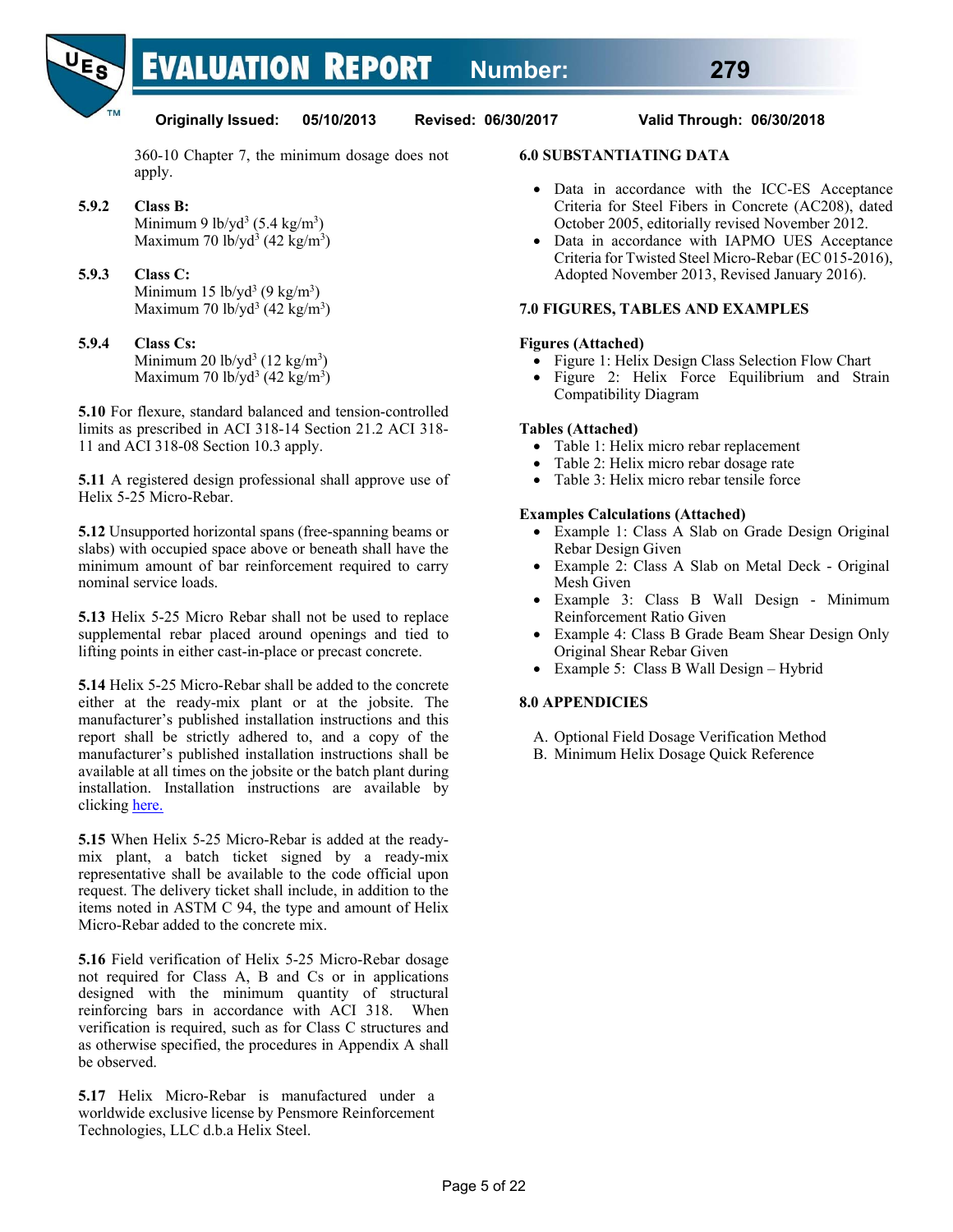360-10 Chapter 7, the minimum dosage does not apply.

**5.9.2 Class B:**
Minimum 9 lb/yd$^3$ (5.4 kg/m$^3$)
Maximum 70 lb/yd$^3$ (42 kg/m$^3$)

**5.9.3 Class C:**
Minimum 15 lb/yd$^3$ (9 kg/m$^3$)
Maximum 70 lb/yd$^3$ (42 kg/m$^3$)

**5.9.4 Class Cs:**
Minimum 20 lb/yd$^3$ (12 kg/m$^3$)
Maximum 70 lb/yd$^3$ (42 kg/m$^3$)

**5.10** For flexure, standard balanced and tension-controlled limits as prescribed in ACI 318-14 Section 21.2 ACI 318-11 and ACI 318-08 Section 10.3 apply.

**5.11** A registered design professional shall approve use of Helix 5-25 Micro-Rebar.

**5.12** Unsupported horizontal spans (free-spanning beams or slabs) with occupied space above or beneath shall have the minimum amount of bar reinforcement required to carry nominal service loads.

**5.13** Helix 5-25 Micro Rebar shall not be used to replace supplemental rebar placed around openings and tied to lifting points in either cast-in-place or precast concrete.

**5.14** Helix 5-25 Micro-Rebar shall be added to the concrete either at the ready-mix plant or at the jobsite. The manufacturer's published installation instructions and this report shall be strictly adhered to, and a copy of the manufacturer's published installation instructions shall be available at all times on the jobsite or the batch plant during installation. Installation instructions are available by clicking here.

**5.15** When Helix 5-25 Micro-Rebar is added at the ready-mix plant, a batch ticket signed by a ready-mix representative shall be available to the code official upon request. The delivery ticket shall include, in addition to the items noted in ASTM C 94, the type and amount of Helix Micro-Rebar added to the concrete mix.

**5.16** Field verification of Helix 5-25 Micro-Rebar dosage not required for Class A, B and Cs or in applications designed with the minimum quantity of structural reinforcing bars in accordance with ACI 318. When verification is required, such as for Class C structures and as otherwise specified, the procedures in Appendix A shall be observed.

**5.17** Helix Micro-Rebar is manufactured under a worldwide exclusive license by Pensmore Reinforcement Technologies, LLC d.b.a Helix Steel.

## 6.0 SUBSTANTIATING DATA

- Data in accordance with the ICC-ES Acceptance Criteria for Steel Fibers in Concrete (AC208), dated October 2005, editorially revised November 2012.
- Data in accordance with IAPMO UES Acceptance Criteria for Twisted Steel Micro-Rebar (EC 015-2016), Adopted November 2013, Revised January 2016).

## 7.0 FIGURES, TABLES AND EXAMPLES

**Figures (Attached)**

- Figure 1: Helix Design Class Selection Flow Chart
- Figure 2: Helix Force Equilibrium and Strain Compatibility Diagram

**Tables (Attached)**

- Table 1: Helix micro rebar replacement
- Table 2: Helix micro rebar dosage rate
- Table 3: Helix micro rebar tensile force

**Examples Calculations (Attached)**

- Example 1: Class A Slab on Grade Design Original Rebar Design Given
- Example 2: Class A Slab on Metal Deck - Original Mesh Given
- Example 3: Class B Wall Design - Minimum Reinforcement Ratio Given
- Example 4: Class B Grade Beam Shear Design Only Original Shear Rebar Given
- Example 5: Class B Wall Design – Hybrid

## 8.0 APPENDICIES

A. Optional Field Dosage Verification Method
B. Minimum Helix Dosage Quick Reference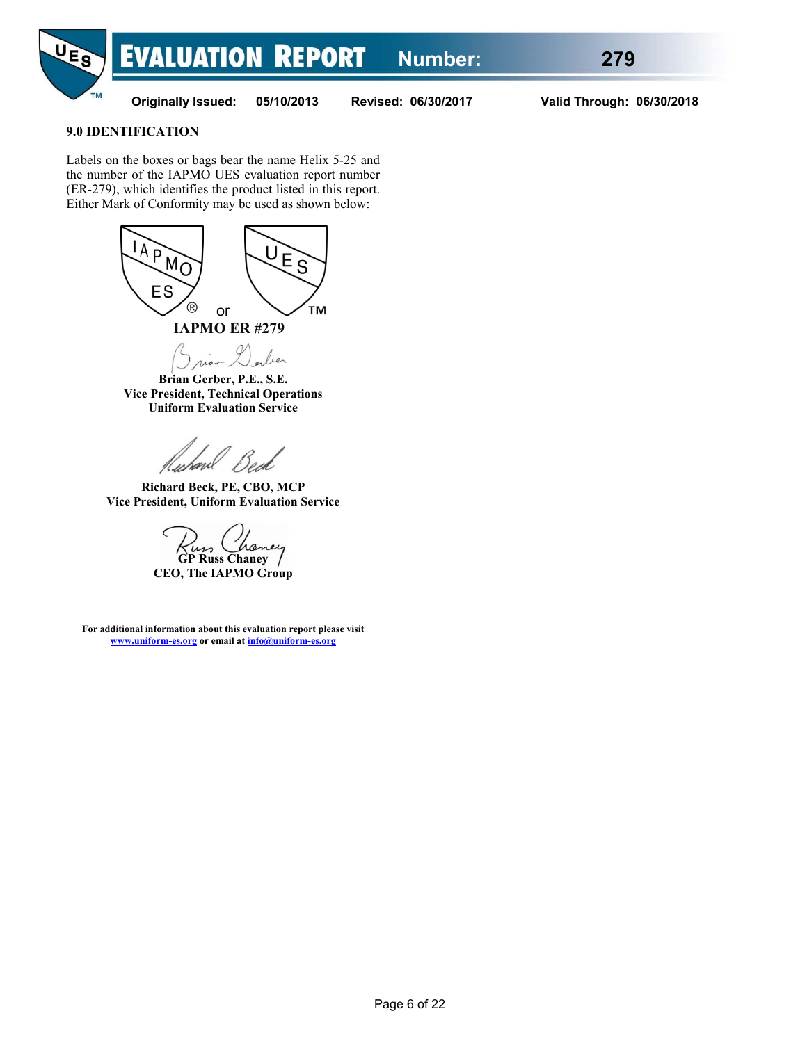## 9.0 IDENTIFICATION

Labels on the boxes or bags bear the name Helix 5-25 and the number of the IAPMO UES evaluation report number (ER-279), which identifies the product listed in this report. Either Mark of Conformity may be used as shown below:

or

**IAPMO ER #279**

**Brian Gerber, P.E., S.E.**
**Vice President, Technical Operations**
**Uniform Evaluation Service**

**Richard Beck, PE, CBO, MCP**
**Vice President, Uniform Evaluation Service**

**GP Russ Chaney**
**CEO, The IAPMO Group**

**For additional information about this evaluation report please visit [www.uniform-es.org](http://www.uniform-es.org) or email at [info@uniform-es.org](mailto:info@uniform-es.org)**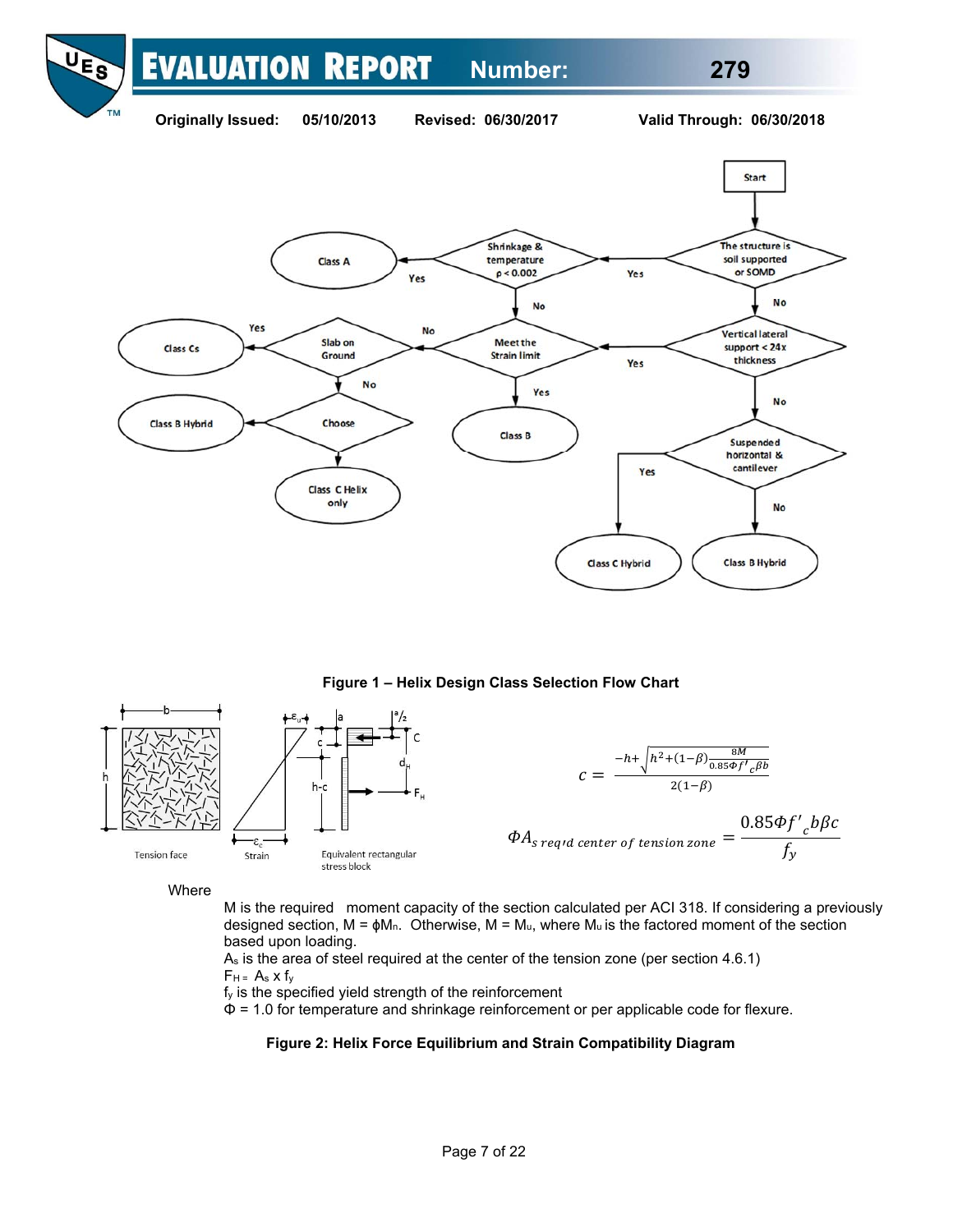Figure 1 – Helix Design Class Selection Flow Chart

$$c = \frac{-h + \sqrt{h^2 + (1-\beta)\frac{8M}{0.85\Phi f'_c \beta b}}}{2(1-\beta)}$$

$$\Phi A_{s\ req'd\ center\ of\ tension\ zone} = \frac{0.85\Phi f'_c b\beta c}{f_y}$$

Where

M is the required moment capacity of the section calculated per ACI 318. If considering a previously designed section, $M = \phi M_n$. Otherwise, $M = M_u$, where $M_u$ is the factored moment of the section based upon loading.

$A_s$ is the area of steel required at the center of the tension zone (per section 4.6.1)

$F_H = A_s \times f_y$

$f_y$ is the specified yield strength of the reinforcement

$\Phi$ = 1.0 for temperature and shrinkage reinforcement or per applicable code for flexure.

**Figure 2: Helix Force Equilibrium and Strain Compatibility Diagram**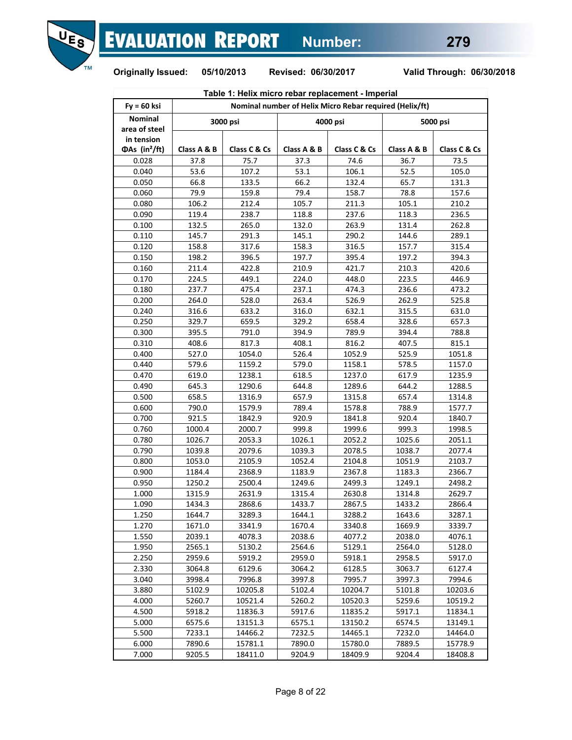Table 1: Helix micro rebar replacement - Imperial

| Fy = 60 ksi | Nominal number of Helix Micro Rebar required (Helix/ft) | | | | | |
|---|---|---|---|---|---|---|
| Nominal area of steel in tension | 3000 psi | | 4000 psi | | 5000 psi | |
| ΦAs (in²/ft) | Class A & B | Class C & Cs | Class A & B | Class C & Cs | Class A & B | Class C & Cs |
| 0.028 | 37.8 | 75.7 | 37.3 | 74.6 | 36.7 | 73.5 |
| 0.040 | 53.6 | 107.2 | 53.1 | 106.1 | 52.5 | 105.0 |
| 0.050 | 66.8 | 133.5 | 66.2 | 132.4 | 65.7 | 131.3 |
| 0.060 | 79.9 | 159.8 | 79.4 | 158.7 | 78.8 | 157.6 |
| 0.080 | 106.2 | 212.4 | 105.7 | 211.3 | 105.1 | 210.2 |
| 0.090 | 119.4 | 238.7 | 118.8 | 237.6 | 118.3 | 236.5 |
| 0.100 | 132.5 | 265.0 | 132.0 | 263.9 | 131.4 | 262.8 |
| 0.110 | 145.7 | 291.3 | 145.1 | 290.2 | 144.6 | 289.1 |
| 0.120 | 158.8 | 317.6 | 158.3 | 316.5 | 157.7 | 315.4 |
| 0.150 | 198.2 | 396.5 | 197.7 | 395.4 | 197.2 | 394.3 |
| 0.160 | 211.4 | 422.8 | 210.9 | 421.7 | 210.3 | 420.6 |
| 0.170 | 224.5 | 449.1 | 224.0 | 448.0 | 223.5 | 446.9 |
| 0.180 | 237.7 | 475.4 | 237.1 | 474.3 | 236.6 | 473.2 |
| 0.200 | 264.0 | 528.0 | 263.4 | 526.9 | 262.9 | 525.8 |
| 0.240 | 316.6 | 633.2 | 316.0 | 632.1 | 315.5 | 631.0 |
| 0.250 | 329.7 | 659.5 | 329.2 | 658.4 | 328.6 | 657.3 |
| 0.300 | 395.5 | 791.0 | 394.9 | 789.9 | 394.4 | 788.8 |
| 0.310 | 408.6 | 817.3 | 408.1 | 816.2 | 407.5 | 815.1 |
| 0.400 | 527.0 | 1054.0 | 526.4 | 1052.9 | 525.9 | 1051.8 |
| 0.440 | 579.6 | 1159.2 | 579.0 | 1158.1 | 578.5 | 1157.0 |
| 0.470 | 619.0 | 1238.1 | 618.5 | 1237.0 | 617.9 | 1235.9 |
| 0.490 | 645.3 | 1290.6 | 644.8 | 1289.6 | 644.2 | 1288.5 |
| 0.500 | 658.5 | 1316.9 | 657.9 | 1315.8 | 657.4 | 1314.8 |
| 0.600 | 790.0 | 1579.9 | 789.4 | 1578.8 | 788.9 | 1577.7 |
| 0.700 | 921.5 | 1842.9 | 920.9 | 1841.8 | 920.4 | 1840.7 |
| 0.760 | 1000.4 | 2000.7 | 999.8 | 1999.6 | 999.3 | 1998.5 |
| 0.780 | 1026.7 | 2053.3 | 1026.1 | 2052.2 | 1025.6 | 2051.1 |
| 0.790 | 1039.8 | 2079.6 | 1039.3 | 2078.5 | 1038.7 | 2077.4 |
| 0.800 | 1053.0 | 2105.9 | 1052.4 | 2104.8 | 1051.9 | 2103.7 |
| 0.900 | 1184.4 | 2368.9 | 1183.9 | 2367.8 | 1183.3 | 2366.7 |
| 0.950 | 1250.2 | 2500.4 | 1249.6 | 2499.3 | 1249.1 | 2498.2 |
| 1.000 | 1315.9 | 2631.9 | 1315.4 | 2630.8 | 1314.8 | 2629.7 |
| 1.090 | 1434.3 | 2868.6 | 1433.7 | 2867.5 | 1433.2 | 2866.4 |
| 1.250 | 1644.7 | 3289.3 | 1644.1 | 3288.2 | 1643.6 | 3287.1 |
| 1.270 | 1671.0 | 3341.9 | 1670.4 | 3340.8 | 1669.9 | 3339.7 |
| 1.550 | 2039.1 | 4078.3 | 2038.6 | 4077.2 | 2038.0 | 4076.1 |
| 1.950 | 2565.1 | 5130.2 | 2564.6 | 5129.1 | 2564.0 | 5128.0 |
| 2.250 | 2959.6 | 5919.2 | 2959.0 | 5918.1 | 2958.5 | 5917.0 |
| 2.330 | 3064.8 | 6129.6 | 3064.2 | 6128.5 | 3063.7 | 6127.4 |
| 3.040 | 3998.4 | 7996.8 | 3997.8 | 7995.7 | 3997.3 | 7994.6 |
| 3.880 | 5102.9 | 10205.8 | 5102.4 | 10204.7 | 5101.8 | 10203.6 |
| 4.000 | 5260.7 | 10521.4 | 5260.2 | 10520.3 | 5259.6 | 10519.2 |
| 4.500 | 5918.2 | 11836.3 | 5917.6 | 11835.2 | 5917.1 | 11834.1 |
| 5.000 | 6575.6 | 13151.3 | 6575.1 | 13150.2 | 6574.5 | 13149.1 |
| 5.500 | 7233.1 | 14466.2 | 7232.5 | 14465.1 | 7232.0 | 14464.0 |
| 6.000 | 7890.6 | 15781.1 | 7890.0 | 15780.0 | 7889.5 | 15778.9 |
| 7.000 | 9205.5 | 18411.0 | 9204.9 | 18409.9 | 9204.4 | 18408.8 |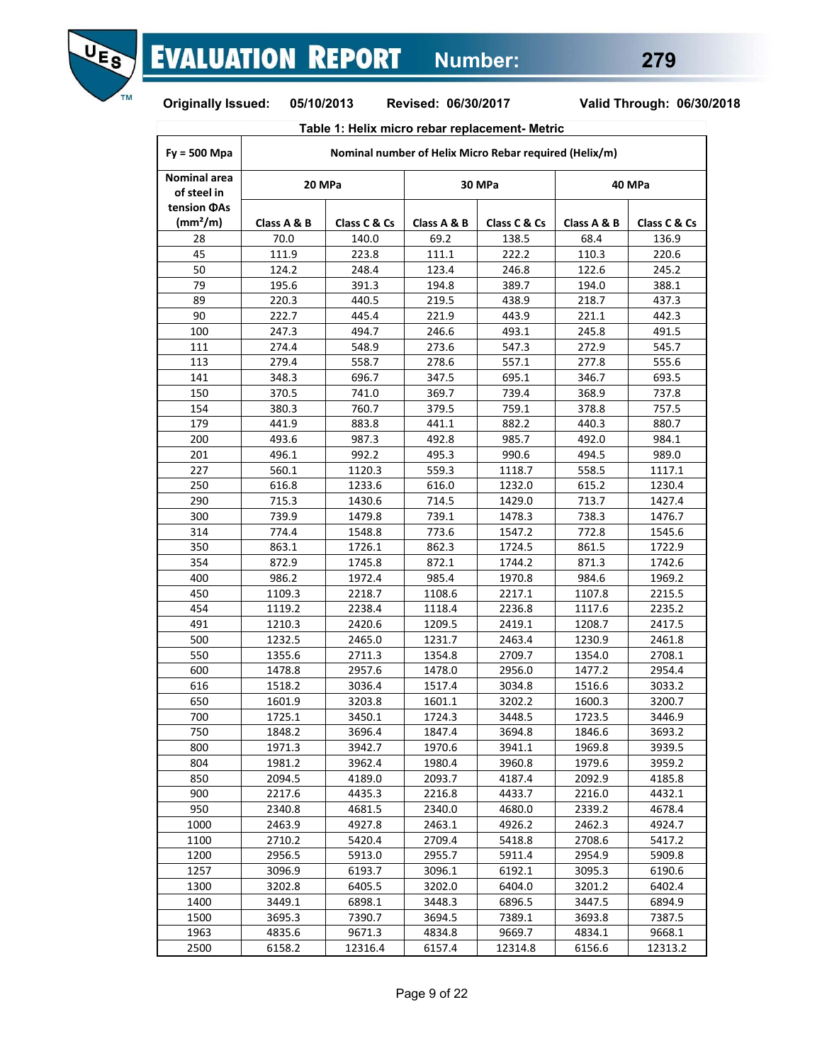Table 1: Helix micro rebar replacement- Metric

| Fy = 500 Mpa | Nominal number of Helix Micro Rebar required (Helix/m) | | | | | |
|---|---|---|---|---|---|---|
| Nominal area of steel in tension ΦAs ($mm^2$/m) | 20 MPa | | 30 MPa | | 40 MPa | |
| | Class A & B | Class C & Cs | Class A & B | Class C & Cs | Class A & B | Class C & Cs |
| 28 | 70.0 | 140.0 | 69.2 | 138.5 | 68.4 | 136.9 |
| 45 | 111.9 | 223.8 | 111.1 | 222.2 | 110.3 | 220.6 |
| 50 | 124.2 | 248.4 | 123.4 | 246.8 | 122.6 | 245.2 |
| 79 | 195.6 | 391.3 | 194.8 | 389.7 | 194.0 | 388.1 |
| 89 | 220.3 | 440.5 | 219.5 | 438.9 | 218.7 | 437.3 |
| 90 | 222.7 | 445.4 | 221.9 | 443.9 | 221.1 | 442.3 |
| 100 | 247.3 | 494.7 | 246.6 | 493.1 | 245.8 | 491.5 |
| 111 | 274.4 | 548.9 | 273.6 | 547.3 | 272.9 | 545.7 |
| 113 | 279.4 | 558.7 | 278.6 | 557.1 | 277.8 | 555.6 |
| 141 | 348.3 | 696.7 | 347.5 | 695.1 | 346.7 | 693.5 |
| 150 | 370.5 | 741.0 | 369.7 | 739.4 | 368.9 | 737.8 |
| 154 | 380.3 | 760.7 | 379.5 | 759.1 | 378.8 | 757.5 |
| 179 | 441.9 | 883.8 | 441.1 | 882.2 | 440.3 | 880.7 |
| 200 | 493.6 | 987.3 | 492.8 | 985.7 | 492.0 | 984.1 |
| 201 | 496.1 | 992.2 | 495.3 | 990.6 | 494.5 | 989.0 |
| 227 | 560.1 | 1120.3 | 559.3 | 1118.7 | 558.5 | 1117.1 |
| 250 | 616.8 | 1233.6 | 616.0 | 1232.0 | 615.2 | 1230.4 |
| 290 | 715.3 | 1430.6 | 714.5 | 1429.0 | 713.7 | 1427.4 |
| 300 | 739.9 | 1479.8 | 739.1 | 1478.3 | 738.3 | 1476.7 |
| 314 | 774.4 | 1548.8 | 773.6 | 1547.2 | 772.8 | 1545.6 |
| 350 | 863.1 | 1726.1 | 862.3 | 1724.5 | 861.5 | 1722.9 |
| 354 | 872.9 | 1745.8 | 872.1 | 1744.2 | 871.3 | 1742.6 |
| 400 | 986.2 | 1972.4 | 985.4 | 1970.8 | 984.6 | 1969.2 |
| 450 | 1109.3 | 2218.7 | 1108.6 | 2217.1 | 1107.8 | 2215.5 |
| 454 | 1119.2 | 2238.4 | 1118.4 | 2236.8 | 1117.6 | 2235.2 |
| 491 | 1210.3 | 2420.6 | 1209.5 | 2419.1 | 1208.7 | 2417.5 |
| 500 | 1232.5 | 2465.0 | 1231.7 | 2463.4 | 1230.9 | 2461.8 |
| 550 | 1355.6 | 2711.3 | 1354.8 | 2709.7 | 1354.0 | 2708.1 |
| 600 | 1478.8 | 2957.6 | 1478.0 | 2956.0 | 1477.2 | 2954.4 |
| 616 | 1518.2 | 3036.4 | 1517.4 | 3034.8 | 1516.6 | 3033.2 |
| 650 | 1601.9 | 3203.8 | 1601.1 | 3202.2 | 1600.3 | 3200.7 |
| 700 | 1725.1 | 3450.1 | 1724.3 | 3448.5 | 1723.5 | 3446.9 |
| 750 | 1848.2 | 3696.4 | 1847.4 | 3694.8 | 1846.6 | 3693.2 |
| 800 | 1971.3 | 3942.7 | 1970.6 | 3941.1 | 1969.8 | 3939.5 |
| 804 | 1981.2 | 3962.4 | 1980.4 | 3960.8 | 1979.6 | 3959.2 |
| 850 | 2094.5 | 4189.0 | 2093.7 | 4187.4 | 2092.9 | 4185.8 |
| 900 | 2217.6 | 4435.3 | 2216.8 | 4433.7 | 2216.0 | 4432.1 |
| 950 | 2340.8 | 4681.5 | 2340.0 | 4680.0 | 2339.2 | 4678.4 |
| 1000 | 2463.9 | 4927.8 | 2463.1 | 4926.2 | 2462.3 | 4924.7 |
| 1100 | 2710.2 | 5420.4 | 2709.4 | 5418.8 | 2708.6 | 5417.2 |
| 1200 | 2956.5 | 5913.0 | 2955.7 | 5911.4 | 2954.9 | 5909.8 |
| 1257 | 3096.9 | 6193.7 | 3096.1 | 6192.1 | 3095.3 | 6190.6 |
| 1300 | 3202.8 | 6405.5 | 3202.0 | 6404.0 | 3201.2 | 6402.4 |
| 1400 | 3449.1 | 6898.1 | 3448.3 | 6896.5 | 3447.5 | 6894.9 |
| 1500 | 3695.3 | 7390.7 | 3694.5 | 7389.1 | 3693.8 | 7387.5 |
| 1963 | 4835.6 | 9671.3 | 4834.8 | 9669.7 | 4834.1 | 9668.1 |
| 2500 | 6158.2 | 12316.4 | 6157.4 | 12314.8 | 6156.6 | 12313.2 |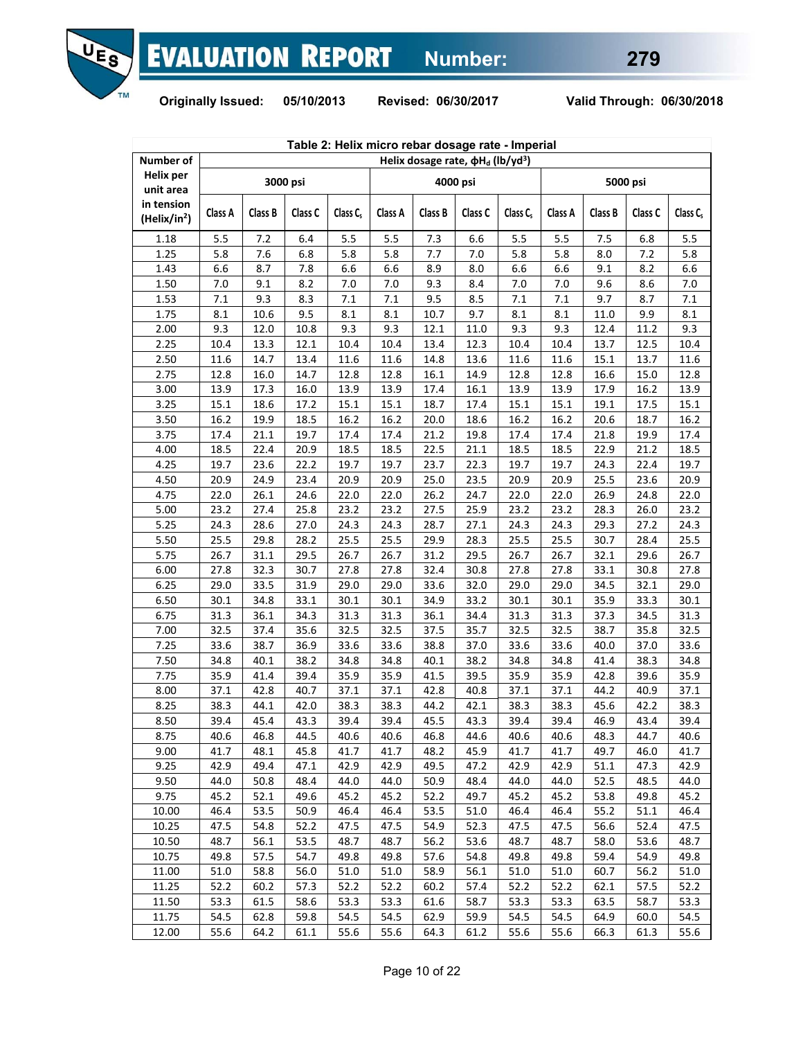**Table 2: Helix micro rebar dosage rate - Imperial**

| Number of Helix per unit area in tension (Helix/in$^2$) | Helix dosage rate, $\phi H_d$ (lb/yd$^3$) | | | | | | | | | | | |
|---|---|---|---|---|---|---|---|---|---|---|---|---|
| | 3000 psi | | | | 4000 psi | | | | 5000 psi | | | |
| | Class A | Class B | Class C | Class $C_s$ | Class A | Class B | Class C | Class $C_s$ | Class A | Class B | Class C | Class $C_s$ |
| 1.18 | 5.5 | 7.2 | 6.4 | 5.5 | 5.5 | 7.3 | 6.6 | 5.5 | 5.5 | 7.5 | 6.8 | 5.5 |
| 1.25 | 5.8 | 7.6 | 6.8 | 5.8 | 5.8 | 7.7 | 7.0 | 5.8 | 5.8 | 8.0 | 7.2 | 5.8 |
| 1.43 | 6.6 | 8.7 | 7.8 | 6.6 | 6.6 | 8.9 | 8.0 | 6.6 | 6.6 | 9.1 | 8.2 | 6.6 |
| 1.50 | 7.0 | 9.1 | 8.2 | 7.0 | 7.0 | 9.3 | 8.4 | 7.0 | 7.0 | 9.6 | 8.6 | 7.0 |
| 1.53 | 7.1 | 9.3 | 8.3 | 7.1 | 7.1 | 9.5 | 8.5 | 7.1 | 7.1 | 9.7 | 8.7 | 7.1 |
| 1.75 | 8.1 | 10.6 | 9.5 | 8.1 | 8.1 | 10.7 | 9.7 | 8.1 | 8.1 | 11.0 | 9.9 | 8.1 |
| 2.00 | 9.3 | 12.0 | 10.8 | 9.3 | 9.3 | 12.1 | 11.0 | 9.3 | 9.3 | 12.4 | 11.2 | 9.3 |
| 2.25 | 10.4 | 13.3 | 12.1 | 10.4 | 10.4 | 13.4 | 12.3 | 10.4 | 10.4 | 13.7 | 12.5 | 10.4 |
| 2.50 | 11.6 | 14.7 | 13.4 | 11.6 | 11.6 | 14.8 | 13.6 | 11.6 | 11.6 | 15.1 | 13.7 | 11.6 |
| 2.75 | 12.8 | 16.0 | 14.7 | 12.8 | 12.8 | 16.1 | 14.9 | 12.8 | 12.8 | 16.6 | 15.0 | 12.8 |
| 3.00 | 13.9 | 17.3 | 16.0 | 13.9 | 13.9 | 17.4 | 16.1 | 13.9 | 13.9 | 17.9 | 16.2 | 13.9 |
| 3.25 | 15.1 | 18.6 | 17.2 | 15.1 | 15.1 | 18.7 | 17.4 | 15.1 | 15.1 | 19.1 | 17.5 | 15.1 |
| 3.50 | 16.2 | 19.9 | 18.5 | 16.2 | 16.2 | 20.0 | 18.6 | 16.2 | 16.2 | 20.6 | 18.7 | 16.2 |
| 3.75 | 17.4 | 21.1 | 19.7 | 17.4 | 17.4 | 21.2 | 19.8 | 17.4 | 17.4 | 21.8 | 19.9 | 17.4 |
| 4.00 | 18.5 | 22.4 | 20.9 | 18.5 | 18.5 | 22.5 | 21.1 | 18.5 | 18.5 | 22.9 | 21.2 | 18.5 |
| 4.25 | 19.7 | 23.6 | 22.2 | 19.7 | 19.7 | 23.7 | 22.3 | 19.7 | 19.7 | 24.3 | 22.4 | 19.7 |
| 4.50 | 20.9 | 24.9 | 23.4 | 20.9 | 20.9 | 25.0 | 23.5 | 20.9 | 20.9 | 25.5 | 23.6 | 20.9 |
| 4.75 | 22.0 | 26.1 | 24.6 | 22.0 | 22.0 | 26.2 | 24.7 | 22.0 | 22.0 | 26.9 | 24.8 | 22.0 |
| 5.00 | 23.2 | 27.4 | 25.8 | 23.2 | 23.2 | 27.5 | 25.9 | 23.2 | 23.2 | 28.3 | 26.0 | 23.2 |
| 5.25 | 24.3 | 28.6 | 27.0 | 24.3 | 24.3 | 28.7 | 27.1 | 24.3 | 24.3 | 29.3 | 27.2 | 24.3 |
| 5.50 | 25.5 | 29.8 | 28.2 | 25.5 | 25.5 | 29.9 | 28.3 | 25.5 | 25.5 | 30.7 | 28.4 | 25.5 |
| 5.75 | 26.7 | 31.1 | 29.5 | 26.7 | 26.7 | 31.2 | 29.5 | 26.7 | 26.7 | 32.1 | 29.6 | 26.7 |
| 6.00 | 27.8 | 32.3 | 30.7 | 27.8 | 27.8 | 32.4 | 30.8 | 27.8 | 27.8 | 33.1 | 30.8 | 27.8 |
| 6.25 | 29.0 | 33.5 | 31.9 | 29.0 | 29.0 | 33.6 | 32.0 | 29.0 | 29.0 | 34.5 | 32.1 | 29.0 |
| 6.50 | 30.1 | 34.8 | 33.1 | 30.1 | 30.1 | 34.9 | 33.2 | 30.1 | 30.1 | 35.9 | 33.3 | 30.1 |
| 6.75 | 31.3 | 36.1 | 34.3 | 31.3 | 31.3 | 36.1 | 34.4 | 31.3 | 31.3 | 37.3 | 34.5 | 31.3 |
| 7.00 | 32.5 | 37.4 | 35.6 | 32.5 | 32.5 | 37.5 | 35.7 | 32.5 | 32.5 | 38.7 | 35.8 | 32.5 |
| 7.25 | 33.6 | 38.7 | 36.9 | 33.6 | 33.6 | 38.8 | 37.0 | 33.6 | 33.6 | 40.0 | 37.0 | 33.6 |
| 7.50 | 34.8 | 40.1 | 38.2 | 34.8 | 34.8 | 40.1 | 38.2 | 34.8 | 34.8 | 41.4 | 38.3 | 34.8 |
| 7.75 | 35.9 | 41.4 | 39.4 | 35.9 | 35.9 | 41.5 | 39.5 | 35.9 | 35.9 | 42.8 | 39.6 | 35.9 |
| 8.00 | 37.1 | 42.8 | 40.7 | 37.1 | 37.1 | 42.8 | 40.8 | 37.1 | 37.1 | 44.2 | 40.9 | 37.1 |
| 8.25 | 38.3 | 44.1 | 42.0 | 38.3 | 38.3 | 44.2 | 42.1 | 38.3 | 38.3 | 45.6 | 42.2 | 38.3 |
| 8.50 | 39.4 | 45.4 | 43.3 | 39.4 | 39.4 | 45.5 | 43.3 | 39.4 | 39.4 | 46.9 | 43.4 | 39.4 |
| 8.75 | 40.6 | 46.8 | 44.5 | 40.6 | 40.6 | 46.8 | 44.6 | 40.6 | 40.6 | 48.3 | 44.7 | 40.6 |
| 9.00 | 41.7 | 48.1 | 45.8 | 41.7 | 41.7 | 48.2 | 45.9 | 41.7 | 41.7 | 49.7 | 46.0 | 41.7 |
| 9.25 | 42.9 | 49.4 | 47.1 | 42.9 | 42.9 | 49.5 | 47.2 | 42.9 | 42.9 | 51.1 | 47.3 | 42.9 |
| 9.50 | 44.0 | 50.8 | 48.4 | 44.0 | 44.0 | 50.9 | 48.4 | 44.0 | 44.0 | 52.5 | 48.5 | 44.0 |
| 9.75 | 45.2 | 52.1 | 49.6 | 45.2 | 45.2 | 52.2 | 49.7 | 45.2 | 45.2 | 53.8 | 49.8 | 45.2 |
| 10.00 | 46.4 | 53.5 | 50.9 | 46.4 | 46.4 | 53.5 | 51.0 | 46.4 | 46.4 | 55.2 | 51.1 | 46.4 |
| 10.25 | 47.5 | 54.8 | 52.2 | 47.5 | 47.5 | 54.9 | 52.3 | 47.5 | 47.5 | 56.6 | 52.4 | 47.5 |
| 10.50 | 48.7 | 56.1 | 53.5 | 48.7 | 48.7 | 56.2 | 53.6 | 48.7 | 48.7 | 58.0 | 53.6 | 48.7 |
| 10.75 | 49.8 | 57.5 | 54.7 | 49.8 | 49.8 | 57.6 | 54.8 | 49.8 | 49.8 | 59.4 | 54.9 | 49.8 |
| 11.00 | 51.0 | 58.8 | 56.0 | 51.0 | 51.0 | 58.9 | 56.1 | 51.0 | 51.0 | 60.7 | 56.2 | 51.0 |
| 11.25 | 52.2 | 60.2 | 57.3 | 52.2 | 52.2 | 60.2 | 57.4 | 52.2 | 52.2 | 62.1 | 57.5 | 52.2 |
| 11.50 | 53.3 | 61.5 | 58.6 | 53.3 | 53.3 | 61.6 | 58.7 | 53.3 | 53.3 | 63.5 | 58.7 | 53.3 |
| 11.75 | 54.5 | 62.8 | 59.8 | 54.5 | 54.5 | 62.9 | 59.9 | 54.5 | 54.5 | 64.9 | 60.0 | 54.5 |
| 12.00 | 55.6 | 64.2 | 61.1 | 55.6 | 55.6 | 64.3 | 61.2 | 55.6 | 55.6 | 66.3 | 61.3 | 55.6 |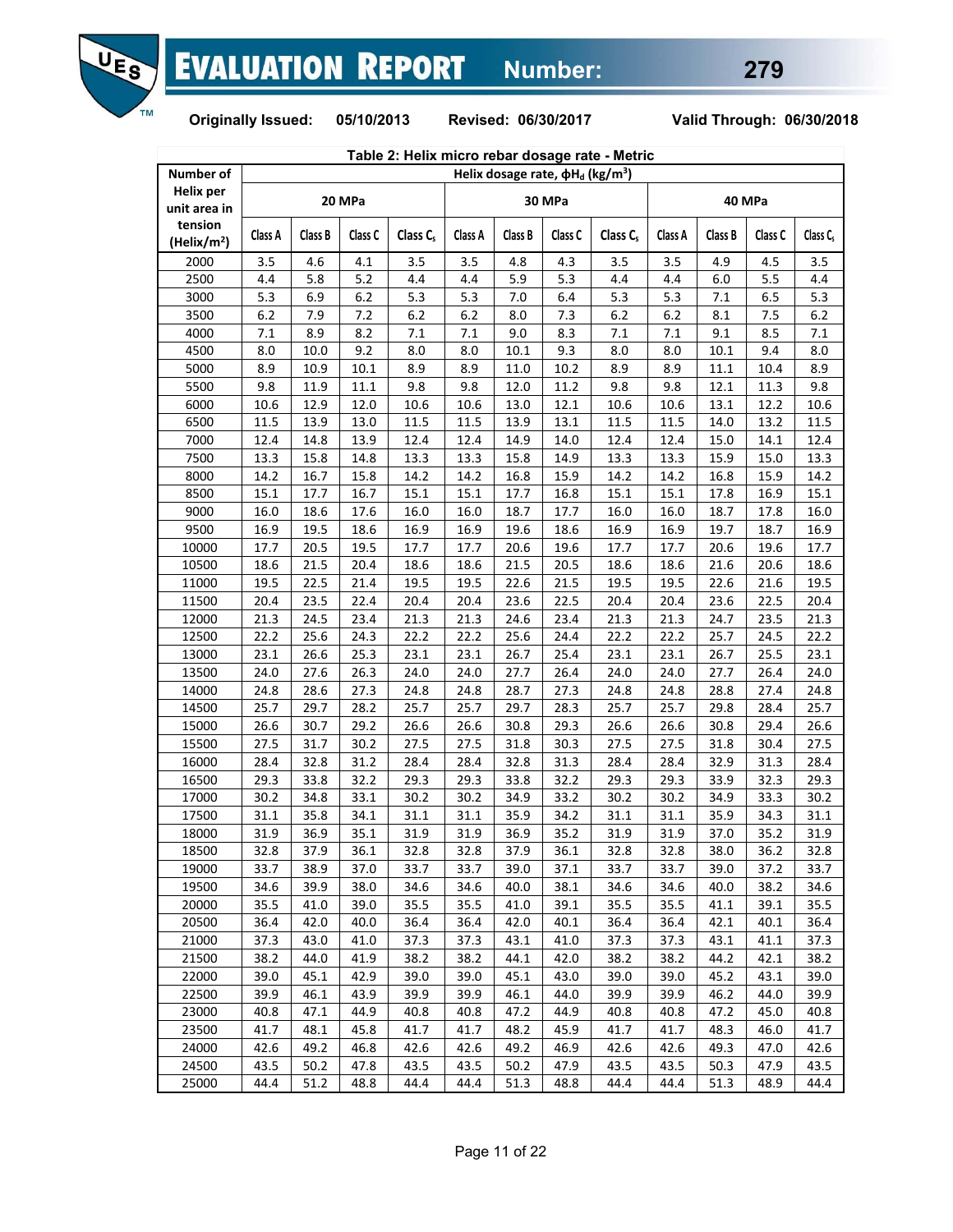# EVALUATION REPORT Number: 279

**Originally Issued:** 05/10/2013 **Revised:** 06/30/2017 **Valid Through:** 06/30/2018

**Table 2: Helix micro rebar dosage rate - Metric**

| Number of Helix per unit area in tension (Helix/m²) | Helix dosage rate, $\phi H_d$ (kg/m³) | | | | | | | | | | | |
|---|---|---|---|---|---|---|---|---|---|---|---|---|
| | 20 MPa | | | | 30 MPa | | | | 40 MPa | | | |
| | Class A | Class B | Class C | Class $C_s$ | Class A | Class B | Class C | Class $C_s$ | Class A | Class B | Class C | Class $C_s$ |
| 2000 | 3.5 | 4.6 | 4.1 | 3.5 | 3.5 | 4.8 | 4.3 | 3.5 | 3.5 | 4.9 | 4.5 | 3.5 |
| 2500 | 4.4 | 5.8 | 5.2 | 4.4 | 4.4 | 5.9 | 5.3 | 4.4 | 4.4 | 6.0 | 5.5 | 4.4 |
| 3000 | 5.3 | 6.9 | 6.2 | 5.3 | 5.3 | 7.0 | 6.4 | 5.3 | 5.3 | 7.1 | 6.5 | 5.3 |
| 3500 | 6.2 | 7.9 | 7.2 | 6.2 | 6.2 | 8.0 | 7.3 | 6.2 | 6.2 | 8.1 | 7.5 | 6.2 |
| 4000 | 7.1 | 8.9 | 8.2 | 7.1 | 7.1 | 9.0 | 8.3 | 7.1 | 7.1 | 9.1 | 8.5 | 7.1 |
| 4500 | 8.0 | 10.0 | 9.2 | 8.0 | 8.0 | 10.1 | 9.3 | 8.0 | 8.0 | 10.1 | 9.4 | 8.0 |
| 5000 | 8.9 | 10.9 | 10.1 | 8.9 | 8.9 | 11.0 | 10.2 | 8.9 | 8.9 | 11.1 | 10.4 | 8.9 |
| 5500 | 9.8 | 11.9 | 11.1 | 9.8 | 9.8 | 12.0 | 11.2 | 9.8 | 9.8 | 12.1 | 11.3 | 9.8 |
| 6000 | 10.6 | 12.9 | 12.0 | 10.6 | 10.6 | 13.0 | 12.1 | 10.6 | 10.6 | 13.1 | 12.2 | 10.6 |
| 6500 | 11.5 | 13.9 | 13.0 | 11.5 | 11.5 | 13.9 | 13.1 | 11.5 | 11.5 | 14.0 | 13.2 | 11.5 |
| 7000 | 12.4 | 14.8 | 13.9 | 12.4 | 12.4 | 14.9 | 14.0 | 12.4 | 12.4 | 15.0 | 14.1 | 12.4 |
| 7500 | 13.3 | 15.8 | 14.8 | 13.3 | 13.3 | 15.8 | 14.9 | 13.3 | 13.3 | 15.9 | 15.0 | 13.3 |
| 8000 | 14.2 | 16.7 | 15.8 | 14.2 | 14.2 | 16.8 | 15.9 | 14.2 | 14.2 | 16.8 | 15.9 | 14.2 |
| 8500 | 15.1 | 17.7 | 16.7 | 15.1 | 15.1 | 17.7 | 16.8 | 15.1 | 15.1 | 17.8 | 16.9 | 15.1 |
| 9000 | 16.0 | 18.6 | 17.6 | 16.0 | 16.0 | 18.7 | 17.7 | 16.0 | 16.0 | 18.7 | 17.8 | 16.0 |
| 9500 | 16.9 | 19.5 | 18.6 | 16.9 | 16.9 | 19.6 | 18.6 | 16.9 | 16.9 | 19.7 | 18.7 | 16.9 |
| 10000 | 17.7 | 20.5 | 19.5 | 17.7 | 17.7 | 20.6 | 19.6 | 17.7 | 17.7 | 20.6 | 19.6 | 17.7 |
| 10500 | 18.6 | 21.5 | 20.4 | 18.6 | 18.6 | 21.5 | 20.5 | 18.6 | 18.6 | 21.6 | 20.6 | 18.6 |
| 11000 | 19.5 | 22.5 | 21.4 | 19.5 | 19.5 | 22.6 | 21.5 | 19.5 | 19.5 | 22.6 | 21.6 | 19.5 |
| 11500 | 20.4 | 23.5 | 22.4 | 20.4 | 20.4 | 23.6 | 22.5 | 20.4 | 20.4 | 23.6 | 22.5 | 20.4 |
| 12000 | 21.3 | 24.5 | 23.4 | 21.3 | 21.3 | 24.6 | 23.4 | 21.3 | 21.3 | 24.7 | 23.5 | 21.3 |
| 12500 | 22.2 | 25.6 | 24.3 | 22.2 | 22.2 | 25.6 | 24.4 | 22.2 | 22.2 | 25.7 | 24.5 | 22.2 |
| 13000 | 23.1 | 26.6 | 25.3 | 23.1 | 23.1 | 26.7 | 25.4 | 23.1 | 23.1 | 26.7 | 25.5 | 23.1 |
| 13500 | 24.0 | 27.6 | 26.3 | 24.0 | 24.0 | 27.7 | 26.4 | 24.0 | 24.0 | 27.7 | 26.4 | 24.0 |
| 14000 | 24.8 | 28.6 | 27.3 | 24.8 | 24.8 | 28.7 | 27.3 | 24.8 | 24.8 | 28.8 | 27.4 | 24.8 |
| 14500 | 25.7 | 29.7 | 28.2 | 25.7 | 25.7 | 29.7 | 28.3 | 25.7 | 25.7 | 29.8 | 28.4 | 25.7 |
| 15000 | 26.6 | 30.7 | 29.2 | 26.6 | 26.6 | 30.8 | 29.3 | 26.6 | 26.6 | 30.8 | 29.4 | 26.6 |
| 15500 | 27.5 | 31.7 | 30.2 | 27.5 | 27.5 | 31.8 | 30.3 | 27.5 | 27.5 | 31.8 | 30.4 | 27.5 |
| 16000 | 28.4 | 32.8 | 31.2 | 28.4 | 28.4 | 32.8 | 31.3 | 28.4 | 28.4 | 32.9 | 31.3 | 28.4 |
| 16500 | 29.3 | 33.8 | 32.2 | 29.3 | 29.3 | 33.8 | 32.2 | 29.3 | 29.3 | 33.9 | 32.3 | 29.3 |
| 17000 | 30.2 | 34.8 | 33.1 | 30.2 | 30.2 | 34.9 | 33.2 | 30.2 | 30.2 | 34.9 | 33.3 | 30.2 |
| 17500 | 31.1 | 35.8 | 34.1 | 31.1 | 31.1 | 35.9 | 34.2 | 31.1 | 31.1 | 35.9 | 34.3 | 31.1 |
| 18000 | 31.9 | 36.9 | 35.1 | 31.9 | 31.9 | 36.9 | 35.2 | 31.9 | 31.9 | 37.0 | 35.2 | 31.9 |
| 18500 | 32.8 | 37.9 | 36.1 | 32.8 | 32.8 | 37.9 | 36.1 | 32.8 | 32.8 | 38.0 | 36.2 | 32.8 |
| 19000 | 33.7 | 38.9 | 37.0 | 33.7 | 33.7 | 39.0 | 37.1 | 33.7 | 33.7 | 39.0 | 37.2 | 33.7 |
| 19500 | 34.6 | 39.9 | 38.0 | 34.6 | 34.6 | 40.0 | 38.1 | 34.6 | 34.6 | 40.0 | 38.2 | 34.6 |
| 20000 | 35.5 | 41.0 | 39.0 | 35.5 | 35.5 | 41.0 | 39.1 | 35.5 | 35.5 | 41.1 | 39.1 | 35.5 |
| 20500 | 36.4 | 42.0 | 40.0 | 36.4 | 36.4 | 42.0 | 40.1 | 36.4 | 36.4 | 42.1 | 40.1 | 36.4 |
| 21000 | 37.3 | 43.0 | 41.0 | 37.3 | 37.3 | 43.1 | 41.0 | 37.3 | 37.3 | 43.1 | 41.1 | 37.3 |
| 21500 | 38.2 | 44.0 | 41.9 | 38.2 | 38.2 | 44.1 | 42.0 | 38.2 | 38.2 | 44.2 | 42.1 | 38.2 |
| 22000 | 39.0 | 45.1 | 42.9 | 39.0 | 39.0 | 45.1 | 43.0 | 39.0 | 39.0 | 45.2 | 43.1 | 39.0 |
| 22500 | 39.9 | 46.1 | 43.9 | 39.9 | 39.9 | 46.1 | 44.0 | 39.9 | 39.9 | 46.2 | 44.0 | 39.9 |
| 23000 | 40.8 | 47.1 | 44.9 | 40.8 | 40.8 | 47.2 | 44.9 | 40.8 | 40.8 | 47.2 | 45.0 | 40.8 |
| 23500 | 41.7 | 48.1 | 45.8 | 41.7 | 41.7 | 48.2 | 45.9 | 41.7 | 41.7 | 48.3 | 46.0 | 41.7 |
| 24000 | 42.6 | 49.2 | 46.8 | 42.6 | 42.6 | 49.2 | 46.9 | 42.6 | 42.6 | 49.3 | 47.0 | 42.6 |
| 24500 | 43.5 | 50.2 | 47.8 | 43.5 | 43.5 | 50.2 | 47.9 | 43.5 | 43.5 | 50.3 | 47.9 | 43.5 |
| 25000 | 44.4 | 51.2 | 48.8 | 44.4 | 44.4 | 51.3 | 48.8 | 44.4 | 44.4 | 51.3 | 48.9 | 44.4 |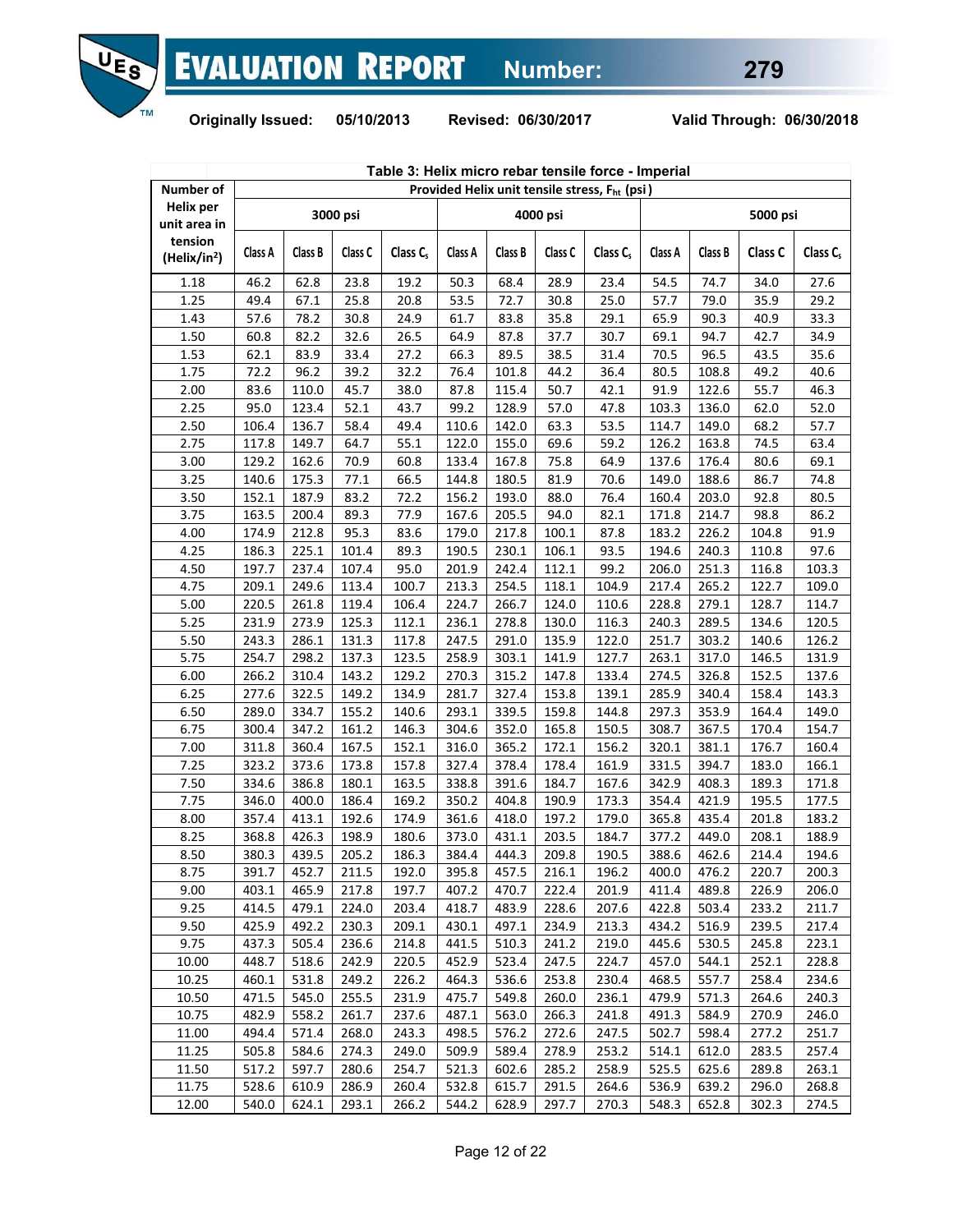**Table 3: Helix micro rebar tensile force - Imperial**

| Number of Helix per unit area in tension (Helix/in²) | Provided Helix unit tensile stress, $F_{ht}$ (psi) | | | | | | | | | | | |
|---|---|---|---|---|---|---|---|---|---|---|---|---|
| | 3000 psi | | | | 4000 psi | | | | 5000 psi | | | |
| | Class A | Class B | Class C | Class $C_s$ | Class A | Class B | Class C | Class $C_s$ | Class A | Class B | Class C | Class $C_s$ |
| 1.18 | 46.2 | 62.8 | 23.8 | 19.2 | 50.3 | 68.4 | 28.9 | 23.4 | 54.5 | 74.7 | 34.0 | 27.6 |
| 1.25 | 49.4 | 67.1 | 25.8 | 20.8 | 53.5 | 72.7 | 30.8 | 25.0 | 57.7 | 79.0 | 35.9 | 29.2 |
| 1.43 | 57.6 | 78.2 | 30.8 | 24.9 | 61.7 | 83.8 | 35.8 | 29.1 | 65.9 | 90.3 | 40.9 | 33.3 |
| 1.50 | 60.8 | 82.2 | 32.6 | 26.5 | 64.9 | 87.8 | 37.7 | 30.7 | 69.1 | 94.7 | 42.7 | 34.9 |
| 1.53 | 62.1 | 83.9 | 33.4 | 27.2 | 66.3 | 89.5 | 38.5 | 31.4 | 70.5 | 96.5 | 43.5 | 35.6 |
| 1.75 | 72.2 | 96.2 | 39.2 | 32.2 | 76.4 | 101.8 | 44.2 | 36.4 | 80.5 | 108.8 | 49.2 | 40.6 |
| 2.00 | 83.6 | 110.0 | 45.7 | 38.0 | 87.8 | 115.4 | 50.7 | 42.1 | 91.9 | 122.6 | 55.7 | 46.3 |
| 2.25 | 95.0 | 123.4 | 52.1 | 43.7 | 99.2 | 128.9 | 57.0 | 47.8 | 103.3 | 136.0 | 62.0 | 52.0 |
| 2.50 | 106.4 | 136.7 | 58.4 | 49.4 | 110.6 | 142.0 | 63.3 | 53.5 | 114.7 | 149.0 | 68.2 | 57.7 |
| 2.75 | 117.8 | 149.7 | 64.7 | 55.1 | 122.0 | 155.0 | 69.6 | 59.2 | 126.2 | 163.8 | 74.5 | 63.4 |
| 3.00 | 129.2 | 162.6 | 70.9 | 60.8 | 133.4 | 167.8 | 75.8 | 64.9 | 137.6 | 176.4 | 80.6 | 69.1 |
| 3.25 | 140.6 | 175.3 | 77.1 | 66.5 | 144.8 | 180.5 | 81.9 | 70.6 | 149.0 | 188.6 | 86.7 | 74.8 |
| 3.50 | 152.1 | 187.9 | 83.2 | 72.2 | 156.2 | 193.0 | 88.0 | 76.4 | 160.4 | 203.0 | 92.8 | 80.5 |
| 3.75 | 163.5 | 200.4 | 89.3 | 77.9 | 167.6 | 205.5 | 94.0 | 82.1 | 171.8 | 214.7 | 98.8 | 86.2 |
| 4.00 | 174.9 | 212.8 | 95.3 | 83.6 | 179.0 | 217.8 | 100.1 | 87.8 | 183.2 | 226.2 | 104.8 | 91.9 |
| 4.25 | 186.3 | 225.1 | 101.4 | 89.3 | 190.5 | 230.1 | 106.1 | 93.5 | 194.6 | 240.3 | 110.8 | 97.6 |
| 4.50 | 197.7 | 237.4 | 107.4 | 95.0 | 201.9 | 242.4 | 112.1 | 99.2 | 206.0 | 251.3 | 116.8 | 103.3 |
| 4.75 | 209.1 | 249.6 | 113.4 | 100.7 | 213.3 | 254.5 | 118.1 | 104.9 | 217.4 | 265.2 | 122.7 | 109.0 |
| 5.00 | 220.5 | 261.8 | 119.4 | 106.4 | 224.7 | 266.7 | 124.0 | 110.6 | 228.8 | 279.1 | 128.7 | 114.7 |
| 5.25 | 231.9 | 273.9 | 125.3 | 112.1 | 236.1 | 278.8 | 130.0 | 116.3 | 240.3 | 289.5 | 134.6 | 120.5 |
| 5.50 | 243.3 | 286.1 | 131.3 | 117.8 | 247.5 | 291.0 | 135.9 | 122.0 | 251.7 | 303.2 | 140.6 | 126.2 |
| 5.75 | 254.7 | 298.2 | 137.3 | 123.5 | 258.9 | 303.1 | 141.9 | 127.7 | 263.1 | 317.0 | 146.5 | 131.9 |
| 6.00 | 266.2 | 310.4 | 143.2 | 129.2 | 270.3 | 315.2 | 147.8 | 133.4 | 274.5 | 326.8 | 152.5 | 137.6 |
| 6.25 | 277.6 | 322.5 | 149.2 | 134.9 | 281.7 | 327.4 | 153.8 | 139.1 | 285.9 | 340.4 | 158.4 | 143.3 |
| 6.50 | 289.0 | 334.7 | 155.2 | 140.6 | 293.1 | 339.5 | 159.8 | 144.8 | 297.3 | 353.9 | 164.4 | 149.0 |
| 6.75 | 300.4 | 347.2 | 161.2 | 146.3 | 304.6 | 352.0 | 165.8 | 150.5 | 308.7 | 367.5 | 170.4 | 154.7 |
| 7.00 | 311.8 | 360.4 | 167.5 | 152.1 | 316.0 | 365.2 | 172.1 | 156.2 | 320.1 | 381.1 | 176.7 | 160.4 |
| 7.25 | 323.2 | 373.6 | 173.8 | 157.8 | 327.4 | 378.4 | 178.4 | 161.9 | 331.5 | 394.7 | 183.0 | 166.1 |
| 7.50 | 334.6 | 386.8 | 180.1 | 163.5 | 338.8 | 391.6 | 184.7 | 167.6 | 342.9 | 408.3 | 189.3 | 171.8 |
| 7.75 | 346.0 | 400.0 | 186.4 | 169.2 | 350.2 | 404.8 | 190.9 | 173.3 | 354.4 | 421.9 | 195.5 | 177.5 |
| 8.00 | 357.4 | 413.1 | 192.6 | 174.9 | 361.6 | 418.0 | 197.2 | 179.0 | 365.8 | 435.4 | 201.8 | 183.2 |
| 8.25 | 368.8 | 426.3 | 198.9 | 180.6 | 373.0 | 431.1 | 203.5 | 184.7 | 377.2 | 449.0 | 208.1 | 188.9 |
| 8.50 | 380.3 | 439.5 | 205.2 | 186.3 | 384.4 | 444.3 | 209.8 | 190.5 | 388.6 | 462.6 | 214.4 | 194.6 |
| 8.75 | 391.7 | 452.7 | 211.5 | 192.0 | 395.8 | 457.5 | 216.1 | 196.2 | 400.0 | 476.2 | 220.7 | 200.3 |
| 9.00 | 403.1 | 465.9 | 217.8 | 197.7 | 407.2 | 470.7 | 222.4 | 201.9 | 411.4 | 489.8 | 226.9 | 206.0 |
| 9.25 | 414.5 | 479.1 | 224.0 | 203.4 | 418.7 | 483.9 | 228.6 | 207.6 | 422.8 | 503.4 | 233.2 | 211.7 |
| 9.50 | 425.9 | 492.2 | 230.3 | 209.1 | 430.1 | 497.1 | 234.9 | 213.3 | 434.2 | 516.9 | 239.5 | 217.4 |
| 9.75 | 437.3 | 505.4 | 236.6 | 214.8 | 441.5 | 510.3 | 241.2 | 219.0 | 445.6 | 530.5 | 245.8 | 223.1 |
| 10.00 | 448.7 | 518.6 | 242.9 | 220.5 | 452.9 | 523.4 | 247.5 | 224.7 | 457.0 | 544.1 | 252.1 | 228.8 |
| 10.25 | 460.1 | 531.8 | 249.2 | 226.2 | 464.3 | 536.6 | 253.8 | 230.4 | 468.5 | 557.7 | 258.4 | 234.6 |
| 10.50 | 471.5 | 545.0 | 255.5 | 231.9 | 475.7 | 549.8 | 260.0 | 236.1 | 479.9 | 571.3 | 264.6 | 240.3 |
| 10.75 | 482.9 | 558.2 | 261.7 | 237.6 | 487.1 | 563.0 | 266.3 | 241.8 | 491.3 | 584.9 | 270.9 | 246.0 |
| 11.00 | 494.4 | 571.4 | 268.0 | 243.3 | 498.5 | 576.2 | 272.6 | 247.5 | 502.7 | 598.4 | 277.2 | 251.7 |
| 11.25 | 505.8 | 584.6 | 274.3 | 249.0 | 509.9 | 589.4 | 278.9 | 253.2 | 514.1 | 612.0 | 283.5 | 257.4 |
| 11.50 | 517.2 | 597.7 | 280.6 | 254.7 | 521.3 | 602.6 | 285.2 | 258.9 | 525.5 | 625.6 | 289.8 | 263.1 |
| 11.75 | 528.6 | 610.9 | 286.9 | 260.4 | 532.8 | 615.7 | 291.5 | 264.6 | 536.9 | 639.2 | 296.0 | 268.8 |
| 12.00 | 540.0 | 624.1 | 293.1 | 266.2 | 544.2 | 628.9 | 297.7 | 270.3 | 548.3 | 652.8 | 302.3 | 274.5 |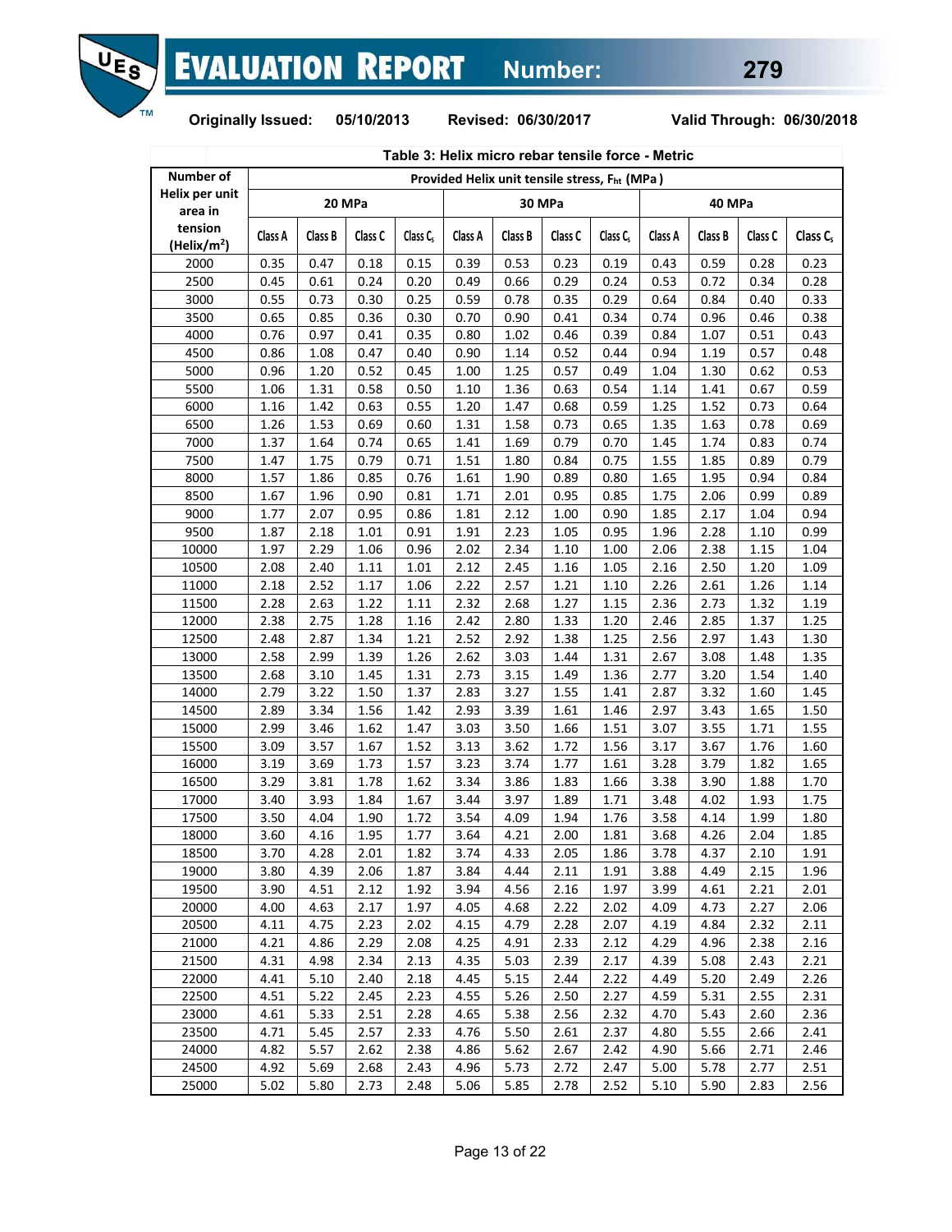**Originally Issued: 05/10/2013 Revised: 06/30/2017 Valid Through: 06/30/2018**

**Table 3: Helix micro rebar tensile force - Metric**

| Number of Helix per unit area in tension (Helix/m$^2$) | Provided Helix unit tensile stress, $F_{ht}$ (MPa) | | | | | | | | | | | |
|---|---|---|---|---|---|---|---|---|---|---|---|---|
| | 20 MPa | | | | 30 MPa | | | | 40 MPa | | | |
| | Class A | Class B | Class C | Class $C_s$ | Class A | Class B | Class C | Class $C_s$ | Class A | Class B | Class C | Class $C_s$ |
| 2000 | 0.35 | 0.47 | 0.18 | 0.15 | 0.39 | 0.53 | 0.23 | 0.19 | 0.43 | 0.59 | 0.28 | 0.23 |
| 2500 | 0.45 | 0.61 | 0.24 | 0.20 | 0.49 | 0.66 | 0.29 | 0.24 | 0.53 | 0.72 | 0.34 | 0.28 |
| 3000 | 0.55 | 0.73 | 0.30 | 0.25 | 0.59 | 0.78 | 0.35 | 0.29 | 0.64 | 0.84 | 0.40 | 0.33 |
| 3500 | 0.65 | 0.85 | 0.36 | 0.30 | 0.70 | 0.90 | 0.41 | 0.34 | 0.74 | 0.96 | 0.46 | 0.38 |
| 4000 | 0.76 | 0.97 | 0.41 | 0.35 | 0.80 | 1.02 | 0.46 | 0.39 | 0.84 | 1.07 | 0.51 | 0.43 |
| 4500 | 0.86 | 1.08 | 0.47 | 0.40 | 0.90 | 1.14 | 0.52 | 0.44 | 0.94 | 1.19 | 0.57 | 0.48 |
| 5000 | 0.96 | 1.20 | 0.52 | 0.45 | 1.00 | 1.25 | 0.57 | 0.49 | 1.04 | 1.30 | 0.62 | 0.53 |
| 5500 | 1.06 | 1.31 | 0.58 | 0.50 | 1.10 | 1.36 | 0.63 | 0.54 | 1.14 | 1.41 | 0.67 | 0.59 |
| 6000 | 1.16 | 1.42 | 0.63 | 0.55 | 1.20 | 1.47 | 0.68 | 0.59 | 1.25 | 1.52 | 0.73 | 0.64 |
| 6500 | 1.26 | 1.53 | 0.69 | 0.60 | 1.31 | 1.58 | 0.73 | 0.65 | 1.35 | 1.63 | 0.78 | 0.69 |
| 7000 | 1.37 | 1.64 | 0.74 | 0.65 | 1.41 | 1.69 | 0.79 | 0.70 | 1.45 | 1.74 | 0.83 | 0.74 |
| 7500 | 1.47 | 1.75 | 0.79 | 0.71 | 1.51 | 1.80 | 0.84 | 0.75 | 1.55 | 1.85 | 0.89 | 0.79 |
| 8000 | 1.57 | 1.86 | 0.85 | 0.76 | 1.61 | 1.90 | 0.89 | 0.80 | 1.65 | 1.95 | 0.94 | 0.84 |
| 8500 | 1.67 | 1.96 | 0.90 | 0.81 | 1.71 | 2.01 | 0.95 | 0.85 | 1.75 | 2.06 | 0.99 | 0.89 |
| 9000 | 1.77 | 2.07 | 0.95 | 0.86 | 1.81 | 2.12 | 1.00 | 0.90 | 1.85 | 2.17 | 1.04 | 0.94 |
| 9500 | 1.87 | 2.18 | 1.01 | 0.91 | 1.91 | 2.23 | 1.05 | 0.95 | 1.96 | 2.28 | 1.10 | 0.99 |
| 10000 | 1.97 | 2.29 | 1.06 | 0.96 | 2.02 | 2.34 | 1.10 | 1.00 | 2.06 | 2.38 | 1.15 | 1.04 |
| 10500 | 2.08 | 2.40 | 1.11 | 1.01 | 2.12 | 2.45 | 1.16 | 1.05 | 2.16 | 2.50 | 1.20 | 1.09 |
| 11000 | 2.18 | 2.52 | 1.17 | 1.06 | 2.22 | 2.57 | 1.21 | 1.10 | 2.26 | 2.61 | 1.26 | 1.14 |
| 11500 | 2.28 | 2.63 | 1.22 | 1.11 | 2.32 | 2.68 | 1.27 | 1.15 | 2.36 | 2.73 | 1.32 | 1.19 |
| 12000 | 2.38 | 2.75 | 1.28 | 1.16 | 2.42 | 2.80 | 1.33 | 1.20 | 2.46 | 2.85 | 1.37 | 1.25 |
| 12500 | 2.48 | 2.87 | 1.34 | 1.21 | 2.52 | 2.92 | 1.38 | 1.25 | 2.56 | 2.97 | 1.43 | 1.30 |
| 13000 | 2.58 | 2.99 | 1.39 | 1.26 | 2.62 | 3.03 | 1.44 | 1.31 | 2.67 | 3.08 | 1.48 | 1.35 |
| 13500 | 2.68 | 3.10 | 1.45 | 1.31 | 2.73 | 3.15 | 1.49 | 1.36 | 2.77 | 3.20 | 1.54 | 1.40 |
| 14000 | 2.79 | 3.22 | 1.50 | 1.37 | 2.83 | 3.27 | 1.55 | 1.41 | 2.87 | 3.32 | 1.60 | 1.45 |
| 14500 | 2.89 | 3.34 | 1.56 | 1.42 | 2.93 | 3.39 | 1.61 | 1.46 | 2.97 | 3.43 | 1.65 | 1.50 |
| 15000 | 2.99 | 3.46 | 1.62 | 1.47 | 3.03 | 3.50 | 1.66 | 1.51 | 3.07 | 3.55 | 1.71 | 1.55 |
| 15500 | 3.09 | 3.57 | 1.67 | 1.52 | 3.13 | 3.62 | 1.72 | 1.56 | 3.17 | 3.67 | 1.76 | 1.60 |
| 16000 | 3.19 | 3.69 | 1.73 | 1.57 | 3.23 | 3.74 | 1.77 | 1.61 | 3.28 | 3.79 | 1.82 | 1.65 |
| 16500 | 3.29 | 3.81 | 1.78 | 1.62 | 3.34 | 3.86 | 1.83 | 1.66 | 3.38 | 3.90 | 1.88 | 1.70 |
| 17000 | 3.40 | 3.93 | 1.84 | 1.67 | 3.44 | 3.97 | 1.89 | 1.71 | 3.48 | 4.02 | 1.93 | 1.75 |
| 17500 | 3.50 | 4.04 | 1.90 | 1.72 | 3.54 | 4.09 | 1.94 | 1.76 | 3.58 | 4.14 | 1.99 | 1.80 |
| 18000 | 3.60 | 4.16 | 1.95 | 1.77 | 3.64 | 4.21 | 2.00 | 1.81 | 3.68 | 4.26 | 2.04 | 1.85 |
| 18500 | 3.70 | 4.28 | 2.01 | 1.82 | 3.74 | 4.33 | 2.05 | 1.86 | 3.78 | 4.37 | 2.10 | 1.91 |
| 19000 | 3.80 | 4.39 | 2.06 | 1.87 | 3.84 | 4.44 | 2.11 | 1.91 | 3.88 | 4.49 | 2.15 | 1.96 |
| 19500 | 3.90 | 4.51 | 2.12 | 1.92 | 3.94 | 4.56 | 2.16 | 1.97 | 3.99 | 4.61 | 2.21 | 2.01 |
| 20000 | 4.00 | 4.63 | 2.17 | 1.97 | 4.05 | 4.68 | 2.22 | 2.02 | 4.09 | 4.73 | 2.27 | 2.06 |
| 20500 | 4.11 | 4.75 | 2.23 | 2.02 | 4.15 | 4.79 | 2.28 | 2.07 | 4.19 | 4.84 | 2.32 | 2.11 |
| 21000 | 4.21 | 4.86 | 2.29 | 2.08 | 4.25 | 4.91 | 2.33 | 2.12 | 4.29 | 4.96 | 2.38 | 2.16 |
| 21500 | 4.31 | 4.98 | 2.34 | 2.13 | 4.35 | 5.03 | 2.39 | 2.17 | 4.39 | 5.08 | 2.43 | 2.21 |
| 22000 | 4.41 | 5.10 | 2.40 | 2.18 | 4.45 | 5.15 | 2.44 | 2.22 | 4.49 | 5.20 | 2.49 | 2.26 |
| 22500 | 4.51 | 5.22 | 2.45 | 2.23 | 4.55 | 5.26 | 2.50 | 2.27 | 4.59 | 5.31 | 2.55 | 2.31 |
| 23000 | 4.61 | 5.33 | 2.51 | 2.28 | 4.65 | 5.38 | 2.56 | 2.32 | 4.70 | 5.43 | 2.60 | 2.36 |
| 23500 | 4.71 | 5.45 | 2.57 | 2.33 | 4.76 | 5.50 | 2.61 | 2.37 | 4.80 | 5.55 | 2.66 | 2.41 |
| 24000 | 4.82 | 5.57 | 2.62 | 2.38 | 4.86 | 5.62 | 2.67 | 2.42 | 4.90 | 5.66 | 2.71 | 2.46 |
| 24500 | 4.92 | 5.69 | 2.68 | 2.43 | 4.96 | 5.73 | 2.72 | 2.47 | 5.00 | 5.78 | 2.77 | 2.51 |
| 25000 | 5.02 | 5.80 | 2.73 | 2.48 | 5.06 | 5.85 | 2.78 | 2.52 | 5.10 | 5.90 | 2.83 | 2.56 |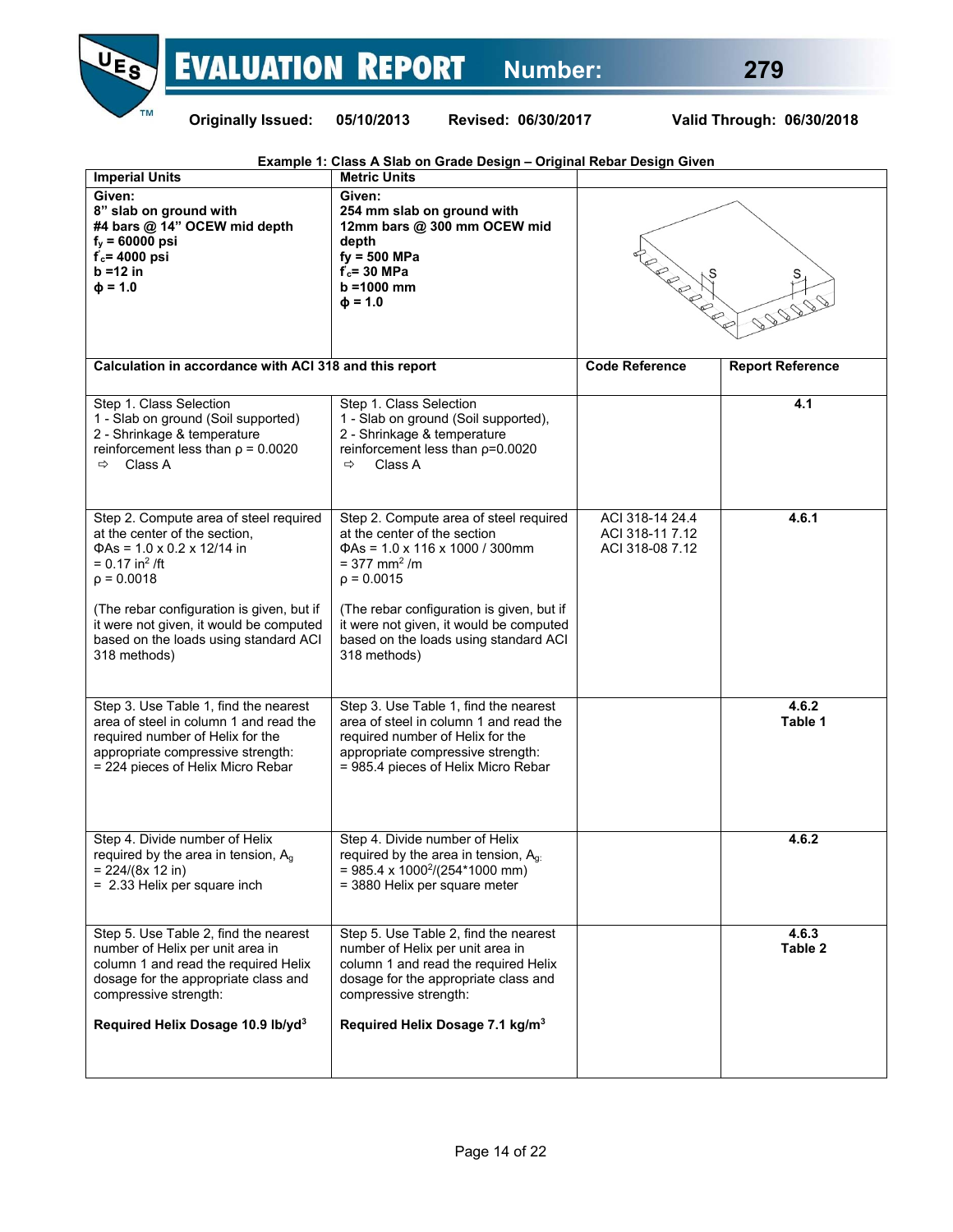**Example 1: Class A Slab on Grade Design – Original Rebar Design Given**

| Imperial Units | Metric Units | | |
|---|---|---|---|
| **Given:**<br>**8" slab on ground with**<br>**#4 bars @ 14" OCEW mid depth**<br>$\mathbf{f_y}$ **= 60000 psi**<br>$\mathbf{f'_c}$**= 4000 psi**<br>**b =12 in**<br>**ϕ = 1.0** | **Given:**<br>**254 mm slab on ground with**<br>**12mm bars @ 300 mm OCEW mid depth**<br>**fy = 500 MPa**<br>$\mathbf{f'_c}$**= 30 MPa**<br>**b =1000 mm**<br>**ϕ = 1.0** | | |
| **Calculation in accordance with ACI 318 and this report** | | **Code Reference** | **Report Reference** |
| Step 1. Class Selection<br>1 - Slab on ground (Soil supported)<br>2 - Shrinkage & temperature reinforcement less than ρ = 0.0020<br>⇨ Class A | Step 1. Class Selection<br>1 - Slab on ground (Soil supported),<br>2 - Shrinkage & temperature reinforcement less than ρ=0.0020<br>⇨ Class A | | **4.1** |
| Step 2. Compute area of steel required at the center of the section,<br>ΦAs = 1.0 x 0.2 x 12/14 in<br>= 0.17 in$^2$ /ft<br>ρ = 0.0018<br><br>(The rebar configuration is given, but if it were not given, it would be computed based on the loads using standard ACI 318 methods) | Step 2. Compute area of steel required at the center of the section<br>ΦAs = 1.0 x 116 x 1000 / 300mm<br>= 377 mm$^2$ /m<br>ρ = 0.0015<br><br>(The rebar configuration is given, but if it were not given, it would be computed based on the loads using standard ACI 318 methods) | ACI 318-14 24.4<br>ACI 318-11 7.12<br>ACI 318-08 7.12 | **4.6.1** |
| Step 3. Use Table 1, find the nearest area of steel in column 1 and read the required number of Helix for the appropriate compressive strength:<br>= 224 pieces of Helix Micro Rebar | Step 3. Use Table 1, find the nearest area of steel in column 1 and read the required number of Helix for the appropriate compressive strength:<br>= 985.4 pieces of Helix Micro Rebar | | **4.6.2**<br>**Table 1** |
| Step 4. Divide number of Helix required by the area in tension, $A_g$<br>= 224/(8x 12 in)<br>= 2.33 Helix per square inch | Step 4. Divide number of Helix required by the area in tension, $A_g$:<br>= 985.4 x 1000$^2$/(254*1000 mm)<br>= 3880 Helix per square meter | | **4.6.2** |
| Step 5. Use Table 2, find the nearest number of Helix per unit area in column 1 and read the required Helix dosage for the appropriate class and compressive strength:<br><br>**Required Helix Dosage 10.9 lb/yd$^3$** | Step 5. Use Table 2, find the nearest number of Helix per unit area in column 1 and read the required Helix dosage for the appropriate class and compressive strength:<br><br>**Required Helix Dosage 7.1 kg/m$^3$** | | **4.6.3**<br>**Table 2** |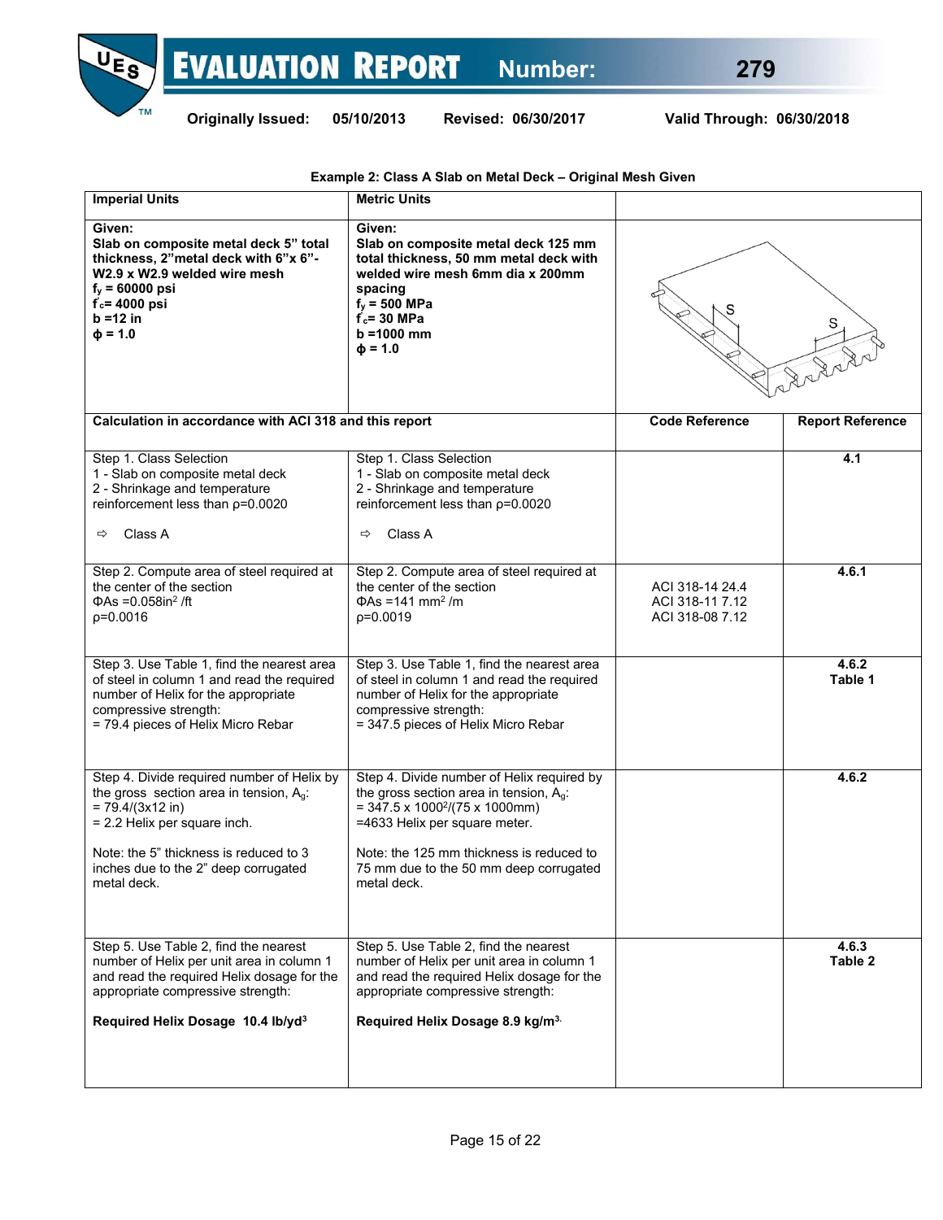**Example 2: Class A Slab on Metal Deck – Original Mesh Given**

| Imperial Units | Metric Units | | |
|---|---|---|---|
| **Given:**<br>**Slab on composite metal deck 5" total thickness, 2"metal deck with 6"x 6"-W2.9 x W2.9 welded wire mesh**<br>**$f_y$ = 60000 psi**<br>**$f'_c$= 4000 psi**<br>**b =12 in**<br>**$\phi$ = 1.0** | **Given:**<br>**Slab on composite metal deck 125 mm total thickness, 50 mm metal deck with welded wire mesh 6mm dia x 200mm spacing**<br>**$f_y$ = 500 MPa**<br>**$f'_c$= 30 MPa**<br>**b =1000 mm**<br>**$\phi$ = 1.0** | | |
| **Calculation in accordance with ACI 318 and this report** | | **Code Reference** | **Report Reference** |
| Step 1. Class Selection<br>1 - Slab on composite metal deck<br>2 - Shrinkage and temperature reinforcement less than ρ=0.0020<br><br>⇨ Class A | Step 1. Class Selection<br>1 - Slab on composite metal deck<br>2 - Shrinkage and temperature reinforcement less than ρ=0.0020<br><br>⇨ Class A | | **4.1** |
| Step 2. Compute area of steel required at the center of the section<br>$\Phi As$ =0.058in$^2$ /ft<br>ρ=0.0016 | Step 2. Compute area of steel required at the center of the section<br>$\Phi As$ =141 mm$^2$ /m<br>ρ=0.0019 | ACI 318-14 24.4<br>ACI 318-11 7.12<br>ACI 318-08 7.12 | **4.6.1** |
| Step 3. Use Table 1, find the nearest area of steel in column 1 and read the required number of Helix for the appropriate compressive strength:<br>= 79.4 pieces of Helix Micro Rebar | Step 3. Use Table 1, find the nearest area of steel in column 1 and read the required number of Helix for the appropriate compressive strength:<br>= 347.5 pieces of Helix Micro Rebar | | **4.6.2**<br>**Table 1** |
| Step 4. Divide required number of Helix by the gross section area in tension, $A_g$:<br>= 79.4/(3x12 in)<br>= 2.2 Helix per square inch.<br><br>Note: the 5" thickness is reduced to 3 inches due to the 2" deep corrugated metal deck. | Step 4. Divide number of Helix required by the gross section area in tension, $A_g$:<br>= 347.5 x 1000$^2$/(75 x 1000mm)<br>=4633 Helix per square meter.<br><br>Note: the 125 mm thickness is reduced to 75 mm due to the 50 mm deep corrugated metal deck. | | **4.6.2** |
| Step 5. Use Table 2, find the nearest number of Helix per unit area in column 1 and read the required Helix dosage for the appropriate compressive strength:<br><br>**Required Helix Dosage 10.4 lb/yd$^3$** | Step 5. Use Table 2, find the nearest number of Helix per unit area in column 1 and read the required Helix dosage for the appropriate compressive strength:<br><br>**Required Helix Dosage 8.9 kg/m$^3$.** | | **4.6.3**<br>**Table 2** |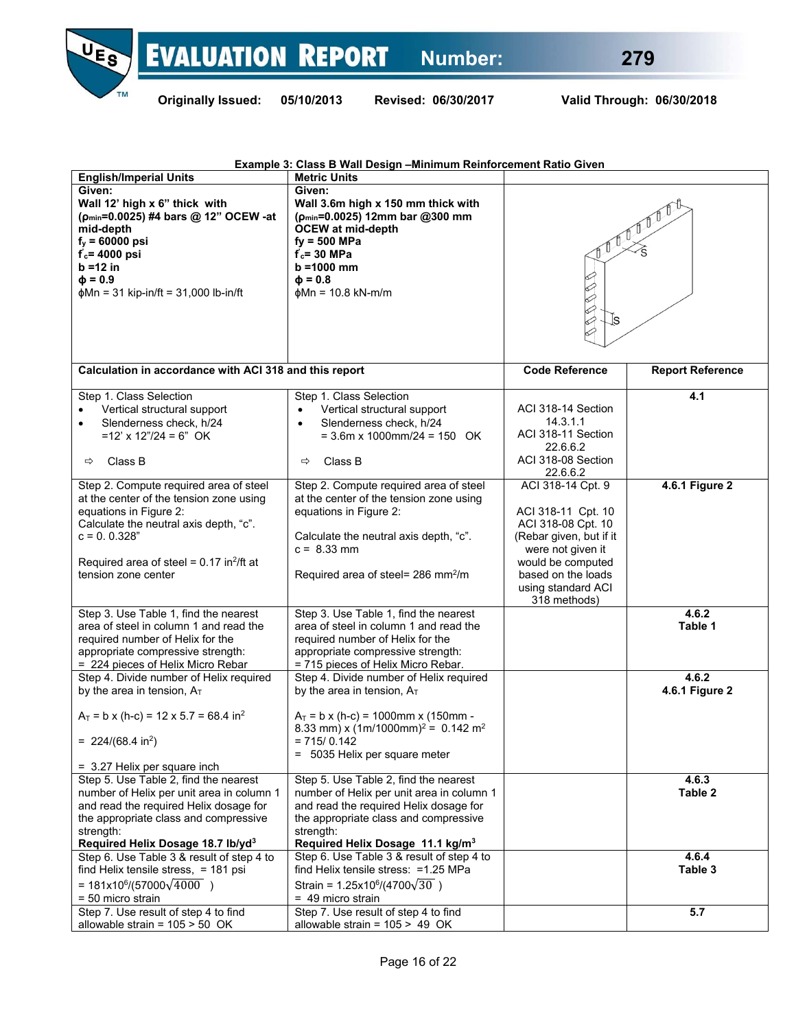**Example 3: Class B Wall Design –Minimum Reinforcement Ratio Given**

| English/Imperial Units | Metric Units | | |
|---|---|---|---|
| **Given:**<br>**Wall 12' high x 6" thick with ($\rho_{min}$=0.0025) #4 bars @ 12" OCEW -at mid-depth**<br>**$f_y$ = 60000 psi**<br>**$f'_c$= 4000 psi**<br>**b =12 in**<br>**$\phi$ = 0.9**<br>$\phi$Mn = 31 kip-in/ft = 31,000 lb-in/ft | **Given:**<br>**Wall 3.6m high x 150 mm thick with ($\rho_{min}$=0.0025) 12mm bar @300 mm OCEW at mid-depth**<br>**fy = 500 MPa**<br>**$f'_c$= 30 MPa**<br>**b =1000 mm**<br>**$\phi$ = 0.8**<br>$\phi$Mn = 10.8 kN-m/m | | |
| **Calculation in accordance with ACI 318 and this report** | | **Code Reference** | **Report Reference** |
| Step 1. Class Selection<br>• Vertical structural support<br>• Slenderness check, h/24 =12' x 12"/24 = 6" OK<br>⇨ Class B | Step 1. Class Selection<br>• Vertical structural support<br>• Slenderness check, h/24 = 3.6m x 1000mm/24 = 150 OK<br>⇨ Class B | ACI 318-14 Section 14.3.1.1<br>ACI 318-11 Section 22.6.6.2<br>ACI 318-08 Section 22.6.6.2 | **4.1** |
| Step 2. Compute required area of steel at the center of the tension zone using equations in Figure 2:<br>Calculate the neutral axis depth, "c".<br>c = 0. 0.328"<br><br>Required area of steel = 0.17 $in^2$/ft at tension zone center | Step 2. Compute required area of steel at the center of the tension zone using equations in Figure 2:<br><br>Calculate the neutral axis depth, "c".<br>c = 8.33 mm<br><br>Required area of steel= 286 $mm^2$/m | ACI 318-14 Cpt. 9<br><br>ACI 318-11 Cpt. 10<br>ACI 318-08 Cpt. 10<br>(Rebar given, but if it were not given it would be computed based on the loads using standard ACI 318 methods) | **4.6.1 Figure 2** |
| Step 3. Use Table 1, find the nearest area of steel in column 1 and read the required number of Helix for the appropriate compressive strength:<br>= 224 pieces of Helix Micro Rebar | Step 3. Use Table 1, find the nearest area of steel in column 1 and read the required number of Helix for the appropriate compressive strength:<br>= 715 pieces of Helix Micro Rebar. | | **4.6.2 Table 1** |
| Step 4. Divide number of Helix required by the area in tension, $A_T$<br><br>$A_T$ = b x (h-c) = 12 x 5.7 = 68.4 $in^2$<br><br>= 224/(68.4 $in^2$)<br><br>= 3.27 Helix per square inch | Step 4. Divide number of Helix required by the area in tension, $A_T$<br><br>$A_T$ = b x (h-c) = 1000mm x (150mm - 8.33 mm) x $(1m/1000mm)^2$ = 0.142 $m^2$<br>= 715/ 0.142<br>= 5035 Helix per square meter | | **4.6.2**<br>**4.6.1 Figure 2** |
| Step 5. Use Table 2, find the nearest number of Helix per unit area in column 1 and read the required Helix dosage for the appropriate class and compressive strength:<br>**Required Helix Dosage 18.7 lb/yd³** | Step 5. Use Table 2, find the nearest number of Helix per unit area in column 1 and read the required Helix dosage for the appropriate class and compressive strength:<br>**Required Helix Dosage 11.1 kg/m³** | | **4.6.3**<br>**Table 2** |
| Step 6. Use Table 3 & result of step 4 to find Helix tensile stress, = 181 psi<br>= $181x10^6/(57000\sqrt{4000})$<br>= 50 micro strain | Step 6. Use Table 3 & result of step 4 to find Helix tensile stress: =1.25 MPa<br>Strain = $1.25x10^6/(4700\sqrt{30})$<br>= 49 micro strain | | **4.6.4**<br>**Table 3** |
| Step 7. Use result of step 4 to find allowable strain = 105 > 50 OK | Step 7. Use result of step 4 to find allowable strain = 105 > 49 OK | | **5.7** |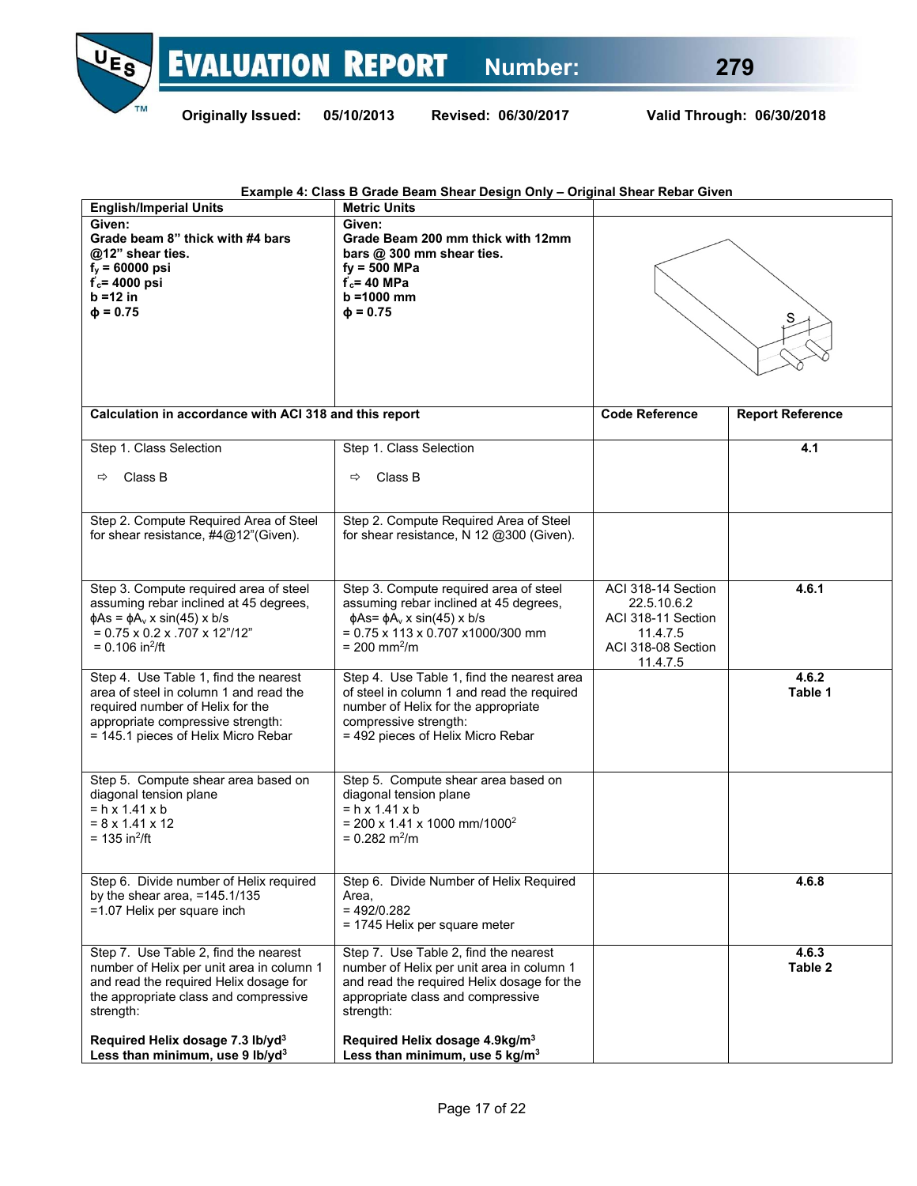**Example 4: Class B Grade Beam Shear Design Only – Original Shear Rebar Given**

| English/Imperial Units | Metric Units | | |
|---|---|---|---|
| **Given:**<br>**Grade beam 8" thick with #4 bars @12" shear ties.**<br>**$f_y$ = 60000 psi**<br>**$f'_c$= 4000 psi**<br>**b =12 in**<br>**ϕ = 0.75** | **Given:**<br>**Grade Beam 200 mm thick with 12mm bars @ 300 mm shear ties.**<br>**fy = 500 MPa**<br>**$f'_c$= 40 MPa**<br>**b =1000 mm**<br>**ϕ = 0.75** | | |
| **Calculation in accordance with ACI 318 and this report** | | **Code Reference** | **Report Reference** |
| Step 1. Class Selection<br>⇨ Class B | Step 1. Class Selection<br>⇨ Class B | | **4.1** |
| Step 2. Compute Required Area of Steel for shear resistance, #4@12"(Given). | Step 2. Compute Required Area of Steel for shear resistance, N 12 @300 (Given). | | |
| Step 3. Compute required area of steel assuming rebar inclined at 45 degrees,<br>$\phi As = \phi A_v \times \sin(45) \times b/s$<br>= 0.75 x 0.2 x .707 x 12"/12"<br>= 0.106 in²/ft | Step 3. Compute required area of steel assuming rebar inclined at 45 degrees,<br>$\phi As = \phi A_v \times \sin(45) \times b/s$<br>= 0.75 x 113 x 0.707 x1000/300 mm<br>= 200 mm²/m | ACI 318-14 Section 22.5.10.6.2<br>ACI 318-11 Section 11.4.7.5<br>ACI 318-08 Section 11.4.7.5 | **4.6.1** |
| Step 4. Use Table 1, find the nearest area of steel in column 1 and read the required number of Helix for the appropriate compressive strength:<br>= 145.1 pieces of Helix Micro Rebar | Step 4. Use Table 1, find the nearest area of steel in column 1 and read the required number of Helix for the appropriate compressive strength:<br>= 492 pieces of Helix Micro Rebar | | **4.6.2**<br>**Table 1** |
| Step 5. Compute shear area based on diagonal tension plane<br>= h x 1.41 x b<br>= 8 x 1.41 x 12<br>= 135 in²/ft | Step 5. Compute shear area based on diagonal tension plane<br>= h x 1.41 x b<br>= 200 x 1.41 x 1000 mm/1000²<br>= 0.282 m²/m | | |
| Step 6. Divide number of Helix required by the shear area, =145.1/135<br>=1.07 Helix per square inch | Step 6. Divide Number of Helix Required Area,<br>= 492/0.282<br>= 1745 Helix per square meter | | **4.6.8** |
| Step 7. Use Table 2, find the nearest number of Helix per unit area in column 1 and read the required Helix dosage for the appropriate class and compressive strength:<br><br>**Required Helix dosage 7.3 lb/yd³**<br>**Less than minimum, use 9 lb/yd³** | Step 7. Use Table 2, find the nearest number of Helix per unit area in column 1 and read the required Helix dosage for the appropriate class and compressive strength:<br><br>**Required Helix dosage 4.9kg/m³**<br>**Less than minimum, use 5 kg/m³** | | **4.6.3**<br>**Table 2** |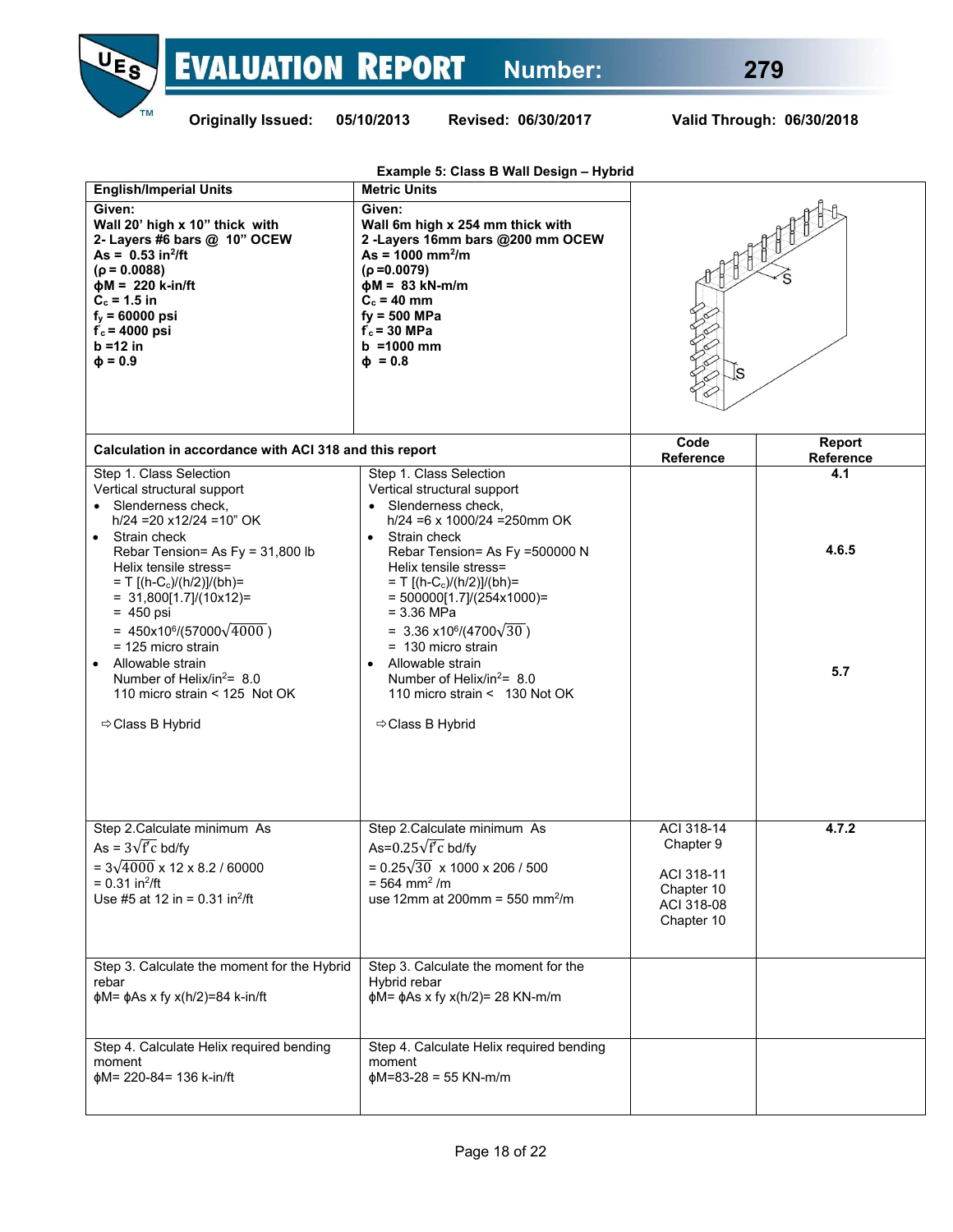**Example 5: Class B Wall Design – Hybrid**

| English/Imperial Units | Metric Units | | |
|---|---|---|---|
| **Given:**<br>**Wall 20' high x 10" thick with**<br>**2- Layers #6 bars @ 10" OCEW**<br>**As = 0.53 in$^2$/ft**<br>**(ρ = 0.0088)**<br>**ϕM = 220 k-in/ft**<br>**$C_c$ = 1.5 in**<br>**$f_y$ = 60000 psi**<br>**$f'_c$ = 4000 psi**<br>**b =12 in**<br>**ϕ = 0.9** | **Given:**<br>**Wall 6m high x 254 mm thick with**<br>**2 -Layers 16mm bars @200 mm OCEW**<br>**As = 1000 mm$^2$/m**<br>**(ρ =0.0079)**<br>**ϕM = 83 kN-m/m**<br>**$C_c$ = 40 mm**<br>**fy = 500 MPa**<br>**$f'_c$ = 30 MPa**<br>**b =1000 mm**<br>**ϕ = 0.8** | | |
| **Calculation in accordance with ACI 318 and this report** | | **Code Reference** | **Report Reference** |
| Step 1. Class Selection<br>Vertical structural support<br>• Slenderness check,<br>h/24 =20 x12/24 =10" OK<br>• Strain check<br>Rebar Tension= As Fy = 31,800 lb<br>Helix tensile stress=<br>= T [(h-$C_c$)/(h/2)]/(bh)=<br>= 31,800[1.7]/(10x12)=<br>= 450 psi<br>= $450\text{x}10^6/(57000\sqrt{4000})$<br>= 125 micro strain<br>• Allowable strain<br>Number of Helix/in$^2$= 8.0<br>110 micro strain < 125 Not OK<br><br>⇨Class B Hybrid | Step 1. Class Selection<br>Vertical structural support<br>• Slenderness check,<br>h/24 =6 x 1000/24 =250mm OK<br>• Strain check<br>Rebar Tension= As Fy =500000 N<br>Helix tensile stress=<br>= T [(h-$C_c$)/(h/2)]/(bh)=<br>= 500000[1.7]/(254x1000)=<br>= 3.36 MPa<br>= $3.36\text{ x}10^6/(4700\sqrt{30})$<br>= 130 micro strain<br>• Allowable strain<br>Number of Helix/in$^2$= 8.0<br>110 micro strain < 130 Not OK<br><br>⇨Class B Hybrid | | **4.1**<br><br><br><br>**4.6.5**<br><br><br><br><br><br>**5.7** |
| Step 2.Calculate minimum As<br>As = $3\sqrt{f'c}$ bd/fy<br>= $3\sqrt{4000}$ x 12 x 8.2 / 60000<br>= 0.31 in$^2$/ft<br>Use #5 at 12 in = 0.31 in$^2$/ft | Step 2.Calculate minimum As<br>As=$0.25\sqrt{f'c}$ bd/fy<br>= $0.25\sqrt{30}$ x 1000 x 206 / 500<br>= 564 mm$^2$ /m<br>use 12mm at 200mm = 550 mm$^2$/m | ACI 318-14 Chapter 9<br><br>ACI 318-11 Chapter 10<br>ACI 318-08 Chapter 10 | **4.7.2** |
| Step 3. Calculate the moment for the Hybrid rebar<br>ϕM= ϕAs x fy x(h/2)=84 k-in/ft | Step 3. Calculate the moment for the Hybrid rebar<br>ϕM= ϕAs x fy x(h/2)= 28 KN-m/m | | |
| Step 4. Calculate Helix required bending moment<br>ϕM= 220-84= 136 k-in/ft | Step 4. Calculate Helix required bending moment<br>ϕM=83-28 = 55 KN-m/m | | |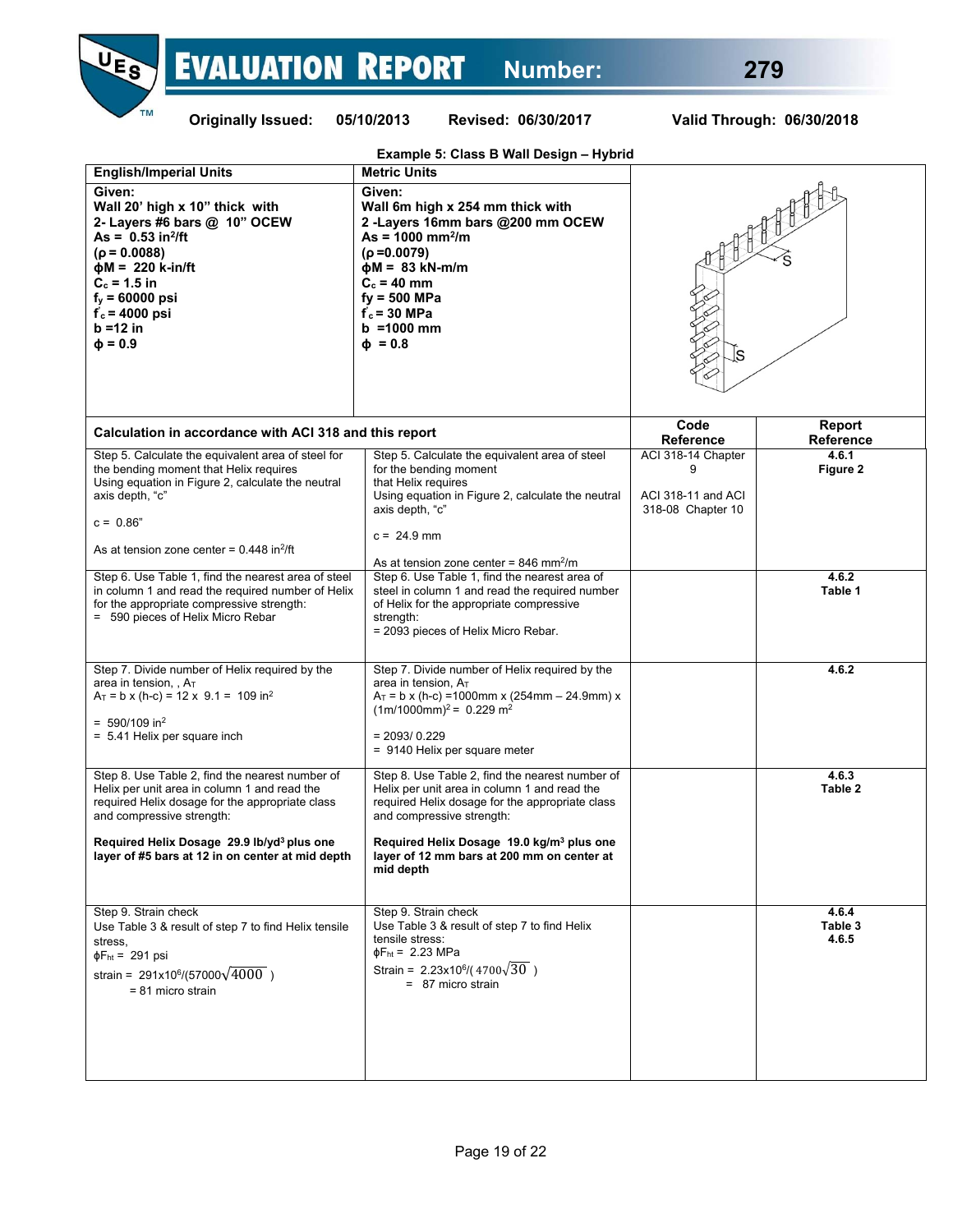**Example 5: Class B Wall Design – Hybrid**

| English/Imperial Units | Metric Units | | |
|---|---|---|---|
| **Given:**<br>**Wall 20' high x 10" thick with**<br>**2- Layers #6 bars @ 10" OCEW**<br>**As = 0.53 in²/ft**<br>**(ρ = 0.0088)**<br>**ϕM = 220 k-in/ft**<br>**$C_c$ = 1.5 in**<br>**$f_y$ = 60000 psi**<br>**$f'_c$ = 4000 psi**<br>**b =12 in**<br>**ϕ = 0.9** | **Given:**<br>**Wall 6m high x 254 mm thick with**<br>**2 -Layers 16mm bars @200 mm OCEW**<br>**As = 1000 mm²/m**<br>**(ρ =0.0079)**<br>**ϕM = 83 kN-m/m**<br>**$C_c$ = 40 mm**<br>**fy = 500 MPa**<br>**$f'_c$ = 30 MPa**<br>**b =1000 mm**<br>**ϕ = 0.8** | | |

| **Calculation in accordance with ACI 318 and this report** | | **Code Reference** | **Report Reference** |
|---|---|---|---|
| Step 5. Calculate the equivalent area of steel for the bending moment that Helix requires<br>Using equation in Figure 2, calculate the neutral axis depth, "c"<br><br>c = 0.86"<br><br>As at tension zone center = 0.448 in²/ft | Step 5. Calculate the equivalent area of steel for the bending moment that Helix requires<br>Using equation in Figure 2, calculate the neutral axis depth, "c"<br><br>c = 24.9 mm<br><br>As at tension zone center = 846 mm²/m | ACI 318-14 Chapter 9<br><br>ACI 318-11 and ACI 318-08 Chapter 10 | **4.6.1**<br>**Figure 2** |
| Step 6. Use Table 1, find the nearest area of steel in column 1 and read the required number of Helix for the appropriate compressive strength:<br>= 590 pieces of Helix Micro Rebar | Step 6. Use Table 1, find the nearest area of steel in column 1 and read the required number of Helix for the appropriate compressive strength:<br>= 2093 pieces of Helix Micro Rebar. | | **4.6.2**<br>**Table 1** |
| Step 7. Divide number of Helix required by the area in tension, , $A_T$<br>$A_T$ = b x (h-c) = 12 x 9.1 = 109 in²<br><br>= 590/109 in²<br>= 5.41 Helix per square inch | Step 7. Divide number of Helix required by the area in tension, $A_T$<br>$A_T$ = b x (h-c) =1000mm x (254mm – 24.9mm) x (1m/1000mm)² = 0.229 m²<br><br>= 2093/ 0.229<br>= 9140 Helix per square meter | | **4.6.2** |
| Step 8. Use Table 2, find the nearest number of Helix per unit area in column 1 and read the required Helix dosage for the appropriate class and compressive strength:<br><br>**Required Helix Dosage 29.9 lb/yd³ plus one layer of #5 bars at 12 in on center at mid depth** | Step 8. Use Table 2, find the nearest number of Helix per unit area in column 1 and read the required Helix dosage for the appropriate class and compressive strength:<br><br>**Required Helix Dosage 19.0 kg/m³ plus one layer of 12 mm bars at 200 mm on center at mid depth** | | **4.6.3**<br>**Table 2** |
| Step 9. Strain check<br>Use Table 3 & result of step 7 to find Helix tensile stress,<br>$\phi F_{ht}$ = 291 psi<br>strain = $291\text{x}10^6/(57000\sqrt{4000})$<br>= 81 micro strain | Step 9. Strain check<br>Use Table 3 & result of step 7 to find Helix tensile stress:<br>$\phi F_{ht}$ = 2.23 MPa<br>Strain = $2.23\text{x}10^6/(4700\sqrt{30})$<br>= 87 micro strain | | **4.6.4**<br>**Table 3**<br>**4.6.5** |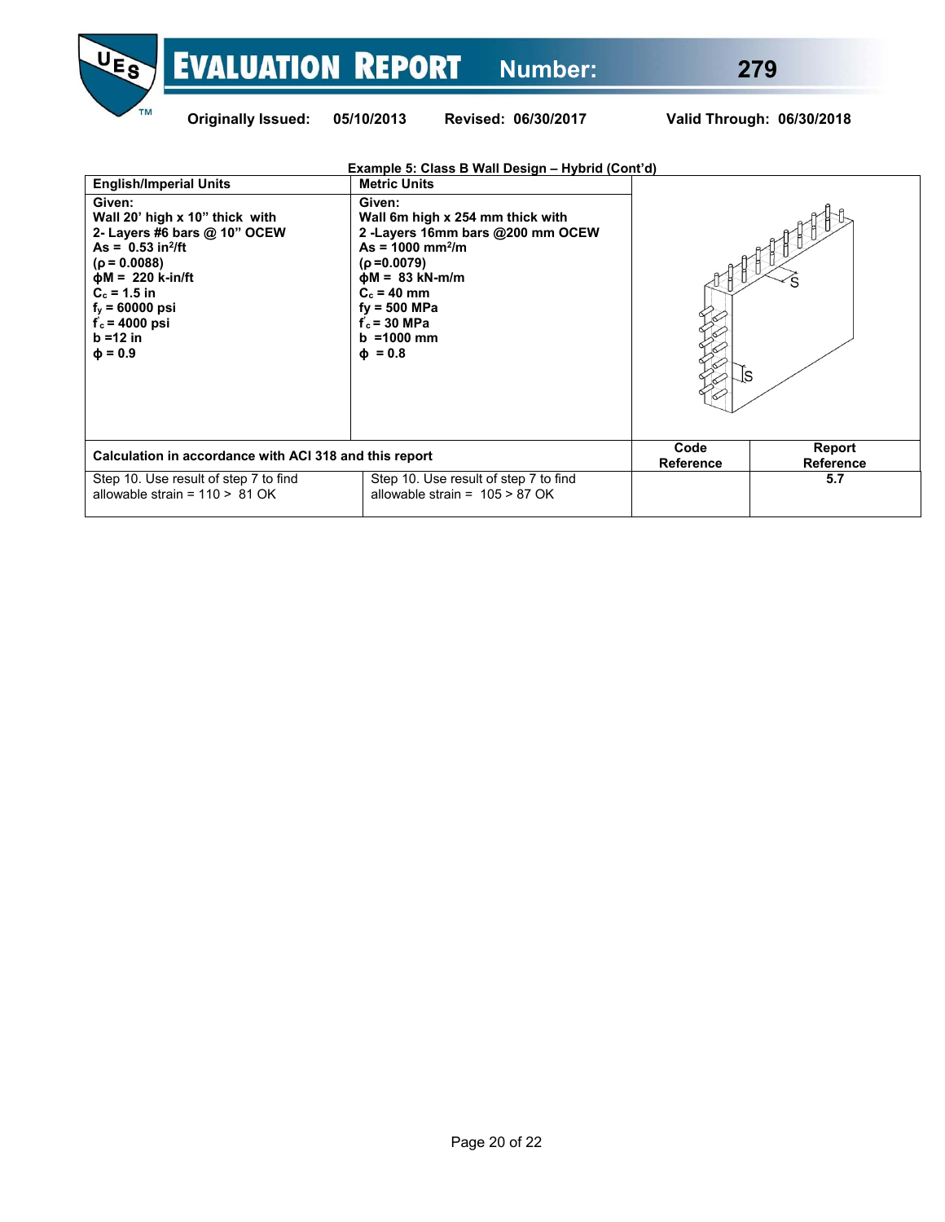**Example 5: Class B Wall Design – Hybrid (Cont'd)**

| English/Imperial Units | Metric Units | | |
|---|---|---|---|
| **Given:**<br>**Wall 20' high x 10" thick with**<br>**2- Layers #6 bars @ 10" OCEW**<br>**As = 0.53 in²/ft**<br>**($\rho$ = 0.0088)**<br>**$\phi$M = 220 k-in/ft**<br>**$C_c$ = 1.5 in**<br>**$f_y$ = 60000 psi**<br>**$f'_c$ = 4000 psi**<br>**b =12 in**<br>**$\phi$ = 0.9** | **Given:**<br>**Wall 6m high x 254 mm thick with**<br>**2 -Layers 16mm bars @200 mm OCEW**<br>**As = 1000 mm²/m**<br>**($\rho$ =0.0079)**<br>**$\phi$M = 83 kN-m/m**<br>**$C_c$ = 40 mm**<br>**fy = 500 MPa**<br>**$f'_c$ = 30 MPa**<br>**b =1000 mm**<br>**$\phi$ = 0.8** | | |
| **Calculation in accordance with ACI 318 and this report** | | **Code Reference** | **Report Reference** |
| Step 10. Use result of step 7 to find allowable strain = 110 > 81 OK | Step 10. Use result of step 7 to find allowable strain = 105 > 87 OK | | **5.7** |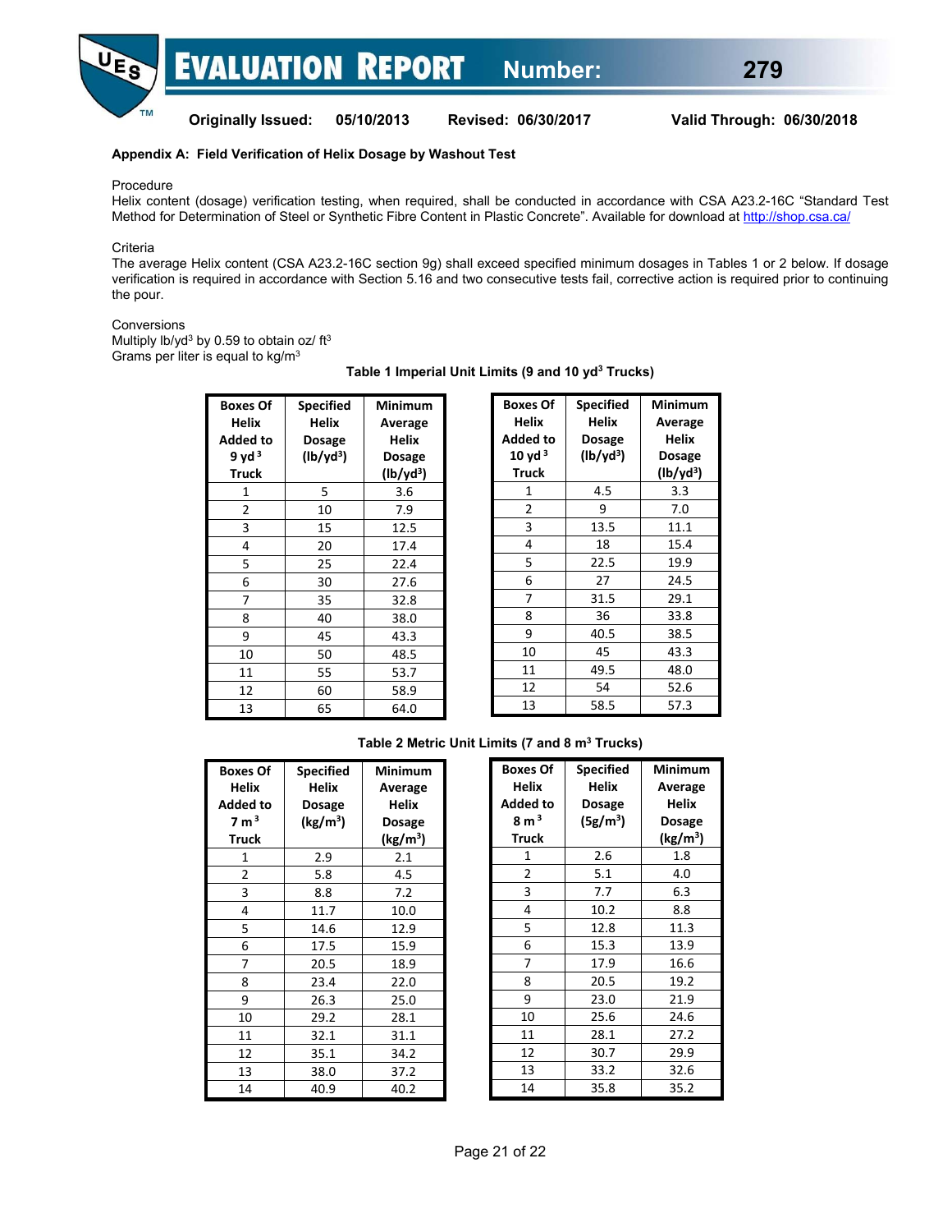## Appendix A: Field Verification of Helix Dosage by Washout Test

Procedure

Helix content (dosage) verification testing, when required, shall be conducted in accordance with CSA A23.2-16C “Standard Test Method for Determination of Steel or Synthetic Fibre Content in Plastic Concrete”. Available for download at http://shop.csa.ca/

Criteria

The average Helix content (CSA A23.2-16C section 9g) shall exceed specified minimum dosages in Tables 1 or 2 below. If dosage verification is required in accordance with Section 5.16 and two consecutive tests fail, corrective action is required prior to continuing the pour.

Conversions

Multiply lb/yd³ by 0.59 to obtain oz/ ft³

Grams per liter is equal to kg/m³

**Table 1 Imperial Unit Limits (9 and 10 yd³ Trucks)**

| Boxes Of Helix Added to 9 yd³ Truck | Specified Helix Dosage (lb/yd³) | Minimum Average Helix Dosage (lb/yd³) |
|---|---|---|
| 1 | 5 | 3.6 |
| 2 | 10 | 7.9 |
| 3 | 15 | 12.5 |
| 4 | 20 | 17.4 |
| 5 | 25 | 22.4 |
| 6 | 30 | 27.6 |
| 7 | 35 | 32.8 |
| 8 | 40 | 38.0 |
| 9 | 45 | 43.3 |
| 10 | 50 | 48.5 |
| 11 | 55 | 53.7 |
| 12 | 60 | 58.9 |
| 13 | 65 | 64.0 |

| Boxes Of Helix Added to 10 yd³ Truck | Specified Helix Dosage (lb/yd³) | Minimum Average Helix Dosage (lb/yd³) |
|---|---|---|
| 1 | 4.5 | 3.3 |
| 2 | 9 | 7.0 |
| 3 | 13.5 | 11.1 |
| 4 | 18 | 15.4 |
| 5 | 22.5 | 19.9 |
| 6 | 27 | 24.5 |
| 7 | 31.5 | 29.1 |
| 8 | 36 | 33.8 |
| 9 | 40.5 | 38.5 |
| 10 | 45 | 43.3 |
| 11 | 49.5 | 48.0 |
| 12 | 54 | 52.6 |
| 13 | 58.5 | 57.3 |

**Table 2 Metric Unit Limits (7 and 8 m³ Trucks)**

| Boxes Of Helix Added to 7 m³ Truck | Specified Helix Dosage (kg/m³) | Minimum Average Helix Dosage (kg/m³) |
|---|---|---|
| 1 | 2.9 | 2.1 |
| 2 | 5.8 | 4.5 |
| 3 | 8.8 | 7.2 |
| 4 | 11.7 | 10.0 |
| 5 | 14.6 | 12.9 |
| 6 | 17.5 | 15.9 |
| 7 | 20.5 | 18.9 |
| 8 | 23.4 | 22.0 |
| 9 | 26.3 | 25.0 |
| 10 | 29.2 | 28.1 |
| 11 | 32.1 | 31.1 |
| 12 | 35.1 | 34.2 |
| 13 | 38.0 | 37.2 |
| 14 | 40.9 | 40.2 |

| Boxes Of Helix Added to 8 m³ Truck | Specified Helix Dosage (5g/m³) | Minimum Average Helix Dosage (kg/m³) |
|---|---|---|
| 1 | 2.6 | 1.8 |
| 2 | 5.1 | 4.0 |
| 3 | 7.7 | 6.3 |
| 4 | 10.2 | 8.8 |
| 5 | 12.8 | 11.3 |
| 6 | 15.3 | 13.9 |
| 7 | 17.9 | 16.6 |
| 8 | 20.5 | 19.2 |
| 9 | 23.0 | 21.9 |
| 10 | 25.6 | 24.6 |
| 11 | 28.1 | 27.2 |
| 12 | 30.7 | 29.9 |
| 13 | 33.2 | 32.6 |
| 14 | 35.8 | 35.2 |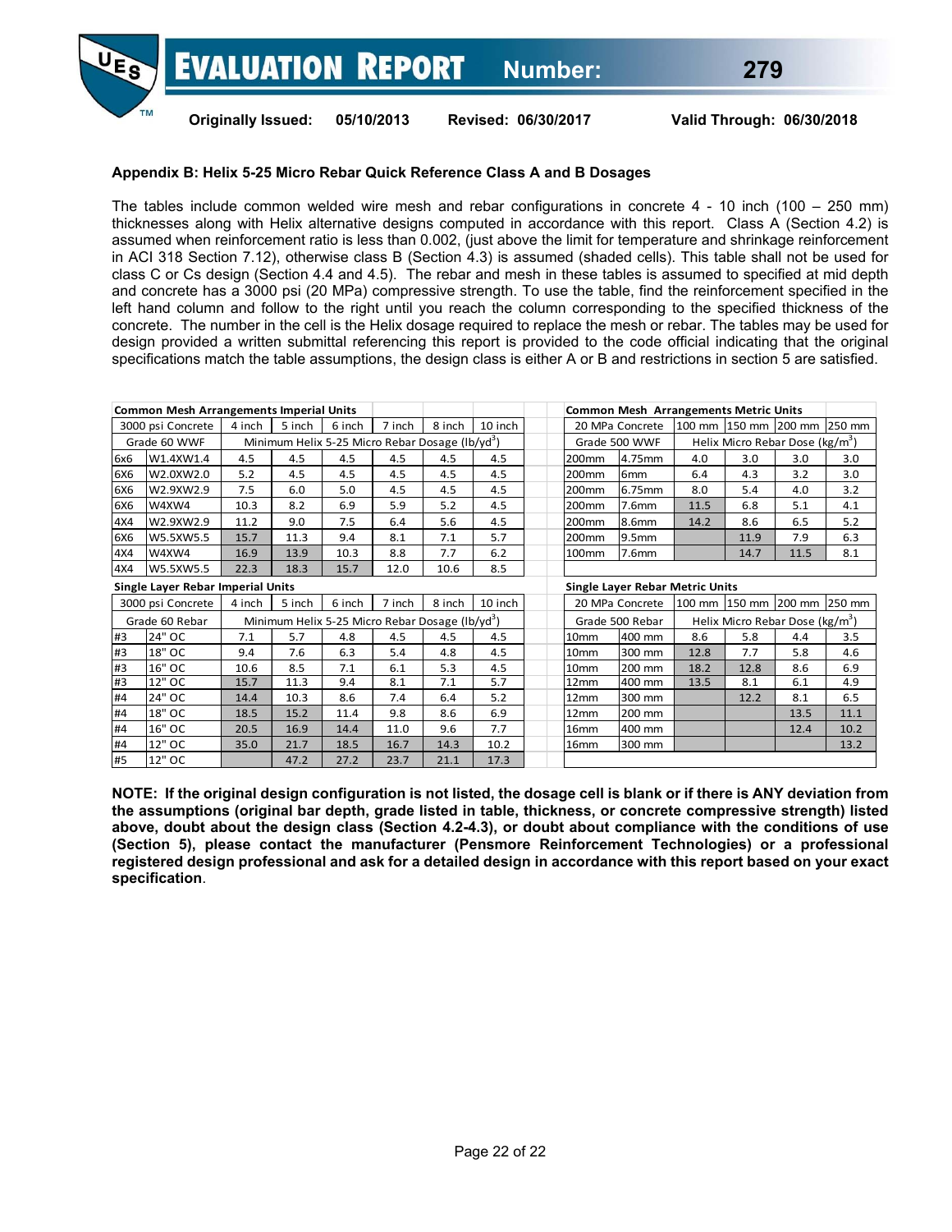## Appendix B: Helix 5-25 Micro Rebar Quick Reference Class A and B Dosages

The tables include common welded wire mesh and rebar configurations in concrete 4 - 10 inch (100 – 250 mm) thicknesses along with Helix alternative designs computed in accordance with this report. Class A (Section 4.2) is assumed when reinforcement ratio is less than 0.002, (just above the limit for temperature and shrinkage reinforcement in ACI 318 Section 7.12), otherwise class B (Section 4.3) is assumed (shaded cells). This table shall not be used for class C or Cs design (Section 4.4 and 4.5). The rebar and mesh in these tables is assumed to specified at mid depth and concrete has a 3000 psi (20 MPa) compressive strength. To use the table, find the reinforcement specified in the left hand column and follow to the right until you reach the column corresponding to the specified thickness of the concrete. The number in the cell is the Helix dosage required to replace the mesh or rebar. The tables may be used for design provided a written submittal referencing this report is provided to the code official indicating that the original specifications match the table assumptions, the design class is either A or B and restrictions in section 5 are satisfied.

**Common Mesh Arrangements Imperial Units**

| 3000 psi Concrete | | 4 inch | 5 inch | 6 inch | 7 inch | 8 inch | 10 inch |
|---|---|---|---|---|---|---|---|
| Grade 60 WWF | | Minimum Helix 5-25 Micro Rebar Dosage (lb/yd$^3$) | | | | | |
| 6x6 | W1.4XW1.4 | 4.5 | 4.5 | 4.5 | 4.5 | 4.5 | 4.5 |
| 6X6 | W2.0XW2.0 | 5.2 | 4.5 | 4.5 | 4.5 | 4.5 | 4.5 |
| 6X6 | W2.9XW2.9 | 7.5 | 6.0 | 5.0 | 4.5 | 4.5 | 4.5 |
| 6X6 | W4XW4 | 10.3 | 8.2 | 6.9 | 5.9 | 5.2 | 4.5 |
| 4X4 | W2.9XW2.9 | 11.2 | 9.0 | 7.5 | 6.4 | 5.6 | 4.5 |
| 6X6 | W5.5XW5.5 | 15.7 | 11.3 | 9.4 | 8.1 | 7.1 | 5.7 |
| 4X4 | W4XW4 | 16.9 | 13.9 | 10.3 | 8.8 | 7.7 | 6.2 |
| 4X4 | W5.5XW5.5 | 22.3 | 18.3 | 15.7 | 12.0 | 10.6 | 8.5 |

**Common Mesh Arrangements Metric Units**

| 20 MPa Concrete | | 100 mm | 150 mm | 200 mm | 250 mm |
|---|---|---|---|---|---|
| Grade 500 WWF | | Helix Micro Rebar Dose (kg/m$^3$) | | | |
| 200mm | 4.75mm | 4.0 | 3.0 | 3.0 | 3.0 |
| 200mm | 6mm | 6.4 | 4.3 | 3.2 | 3.0 |
| 200mm | 6.75mm | 8.0 | 5.4 | 4.0 | 3.2 |
| 200mm | 7.6mm | 11.5 | 6.8 | 5.1 | 4.1 |
| 200mm | 8.6mm | 14.2 | 8.6 | 6.5 | 5.2 |
| 200mm | 9.5mm | | 11.9 | 7.9 | 6.3 |
| 100mm | 7.6mm | | 14.7 | 11.5 | 8.1 |

**Single Layer Rebar Imperial Units**

| 3000 psi Concrete | | 4 inch | 5 inch | 6 inch | 7 inch | 8 inch | 10 inch |
|---|---|---|---|---|---|---|---|
| Grade 60 Rebar | | Minimum Helix 5-25 Micro Rebar Dosage (lb/yd$^3$) | | | | | |
| #3 | 24" OC | 7.1 | 5.7 | 4.8 | 4.5 | 4.5 | 4.5 |
| #3 | 18" OC | 9.4 | 7.6 | 6.3 | 5.4 | 4.8 | 4.5 |
| #3 | 16" OC | 10.6 | 8.5 | 7.1 | 6.1 | 5.3 | 4.5 |
| #3 | 12" OC | 15.7 | 11.3 | 9.4 | 8.1 | 7.1 | 5.7 |
| #4 | 24" OC | 14.4 | 10.3 | 8.6 | 7.4 | 6.4 | 5.2 |
| #4 | 18" OC | 18.5 | 15.2 | 11.4 | 9.8 | 8.6 | 6.9 |
| #4 | 16" OC | 20.5 | 16.9 | 14.4 | 11.0 | 9.6 | 7.7 |
| #4 | 12" OC | 35.0 | 21.7 | 18.5 | 16.7 | 14.3 | 10.2 |
| #5 | 12" OC | | 47.2 | 27.2 | 23.7 | 21.1 | 17.3 |

**Single Layer Rebar Metric Units**

| 20 MPa Concrete | | 100 mm | 150 mm | 200 mm | 250 mm |
|---|---|---|---|---|---|
| Grade 500 Rebar | | Helix Micro Rebar Dose (kg/m$^3$) | | | |
| 10mm | 400 mm | 8.6 | 5.8 | 4.4 | 3.5 |
| 10mm | 300 mm | 12.8 | 7.7 | 5.8 | 4.6 |
| 10mm | 200 mm | 18.2 | 12.8 | 8.6 | 6.9 |
| 12mm | 400 mm | 13.5 | 8.1 | 6.1 | 4.9 |
| 12mm | 300 mm | | 12.2 | 8.1 | 6.5 |
| 12mm | 200 mm | | | 13.5 | 11.1 |
| 16mm | 400 mm | | | 12.4 | 10.2 |
| 16mm | 300 mm | | | | 13.2 |

**NOTE: If the original design configuration is not listed, the dosage cell is blank or if there is ANY deviation from the assumptions (original bar depth, grade listed in table, thickness, or concrete compressive strength) listed above, doubt about the design class (Section 4.2-4.3), or doubt about compliance with the conditions of use (Section 5), please contact the manufacturer (Pensmore Reinforcement Technologies) or a professional registered design professional and ask for a detailed design in accordance with this report based on your exact specification**.